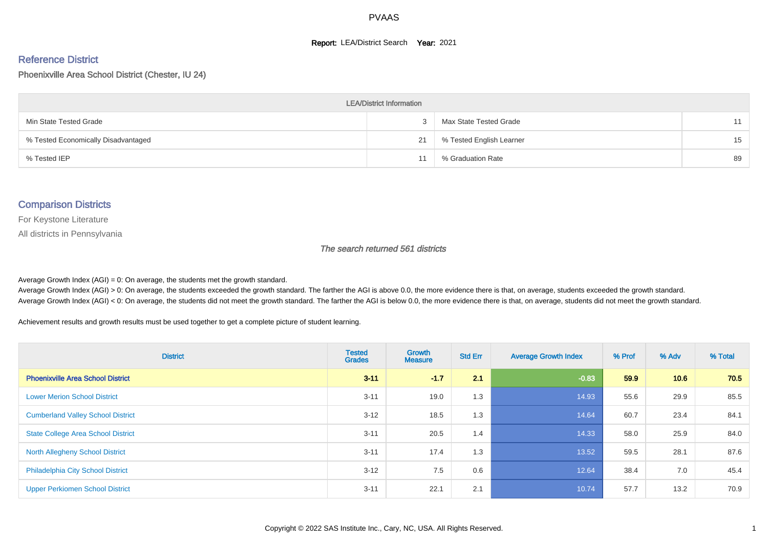# PVAAS

**Report:** LEA/District Search **Year:** 2021

## Reference District

Phoenixville Area School District (Chester, IU 24)

| LEA/District Information | | | |
|---|---|---|---|
| Min State Tested Grade | 3 | Max State Tested Grade | 11 |
| % Tested Economically Disadvantaged | 21 | % Tested English Learner | 15 |
| % Tested IEP | 11 | % Graduation Rate | 89 |

## Comparison Districts

For Keystone Literature

All districts in Pennsylvania

*The search returned 561 districts*

Average Growth Index (AGI) = 0: On average, the students met the growth standard.
Average Growth Index (AGI) > 0: On average, the students exceeded the growth standard. The farther the AGI is above 0.0, the more evidence there is that, on average, students exceeded the growth standard.
Average Growth Index (AGI) < 0: On average, the students did not meet the growth standard. The farther the AGI is below 0.0, the more evidence there is that, on average, students did not meet the growth standard.

Achievement results and growth results must be used together to get a complete picture of student learning.

| District | Tested Grades | Growth Measure | Std Err | Average Growth Index | % Prof | % Adv | % Total |
|---|---|---|---|---|---|---|---|
| **Phoenixville Area School District** | **3-11** | **-1.7** | **2.1** | **-0.83** | **59.9** | **10.6** | **70.5** |
| Lower Merion School District | 3-11 | 19.0 | 1.3 | 14.93 | 55.6 | 29.9 | 85.5 |
| Cumberland Valley School District | 3-12 | 18.5 | 1.3 | 14.64 | 60.7 | 23.4 | 84.1 |
| State College Area School District | 3-11 | 20.5 | 1.4 | 14.33 | 58.0 | 25.9 | 84.0 |
| North Allegheny School District | 3-11 | 17.4 | 1.3 | 13.52 | 59.5 | 28.1 | 87.6 |
| Philadelphia City School District | 3-12 | 7.5 | 0.6 | 12.64 | 38.4 | 7.0 | 45.4 |
| Upper Perkiomen School District | 3-11 | 22.1 | 2.1 | 10.74 | 57.7 | 13.2 | 70.9 |

Copyright © 2022 SAS Institute Inc., Cary, NC, USA. All Rights Reserved.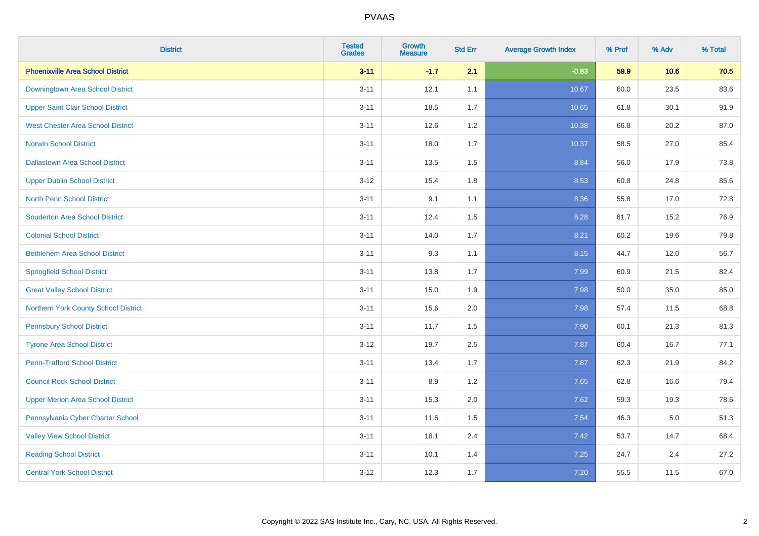PVAAS

| District | Tested Grades | Growth Measure | Std Err | Average Growth Index | % Prof | % Adv | % Total |
|---|---|---|---|---|---|---|---|
| **Phoenixville Area School District** | **3-11** | **-1.7** | **2.1** | **-0.83** | **59.9** | **10.6** | **70.5** |
| Downingtown Area School District | 3-11 | 12.1 | 1.1 | 10.67 | 60.0 | 23.5 | 83.6 |
| Upper Saint Clair School District | 3-11 | 18.5 | 1.7 | 10.65 | 61.8 | 30.1 | 91.9 |
| West Chester Area School District | 3-11 | 12.6 | 1.2 | 10.38 | 66.8 | 20.2 | 87.0 |
| Norwin School District | 3-11 | 18.0 | 1.7 | 10.37 | 58.5 | 27.0 | 85.4 |
| Dallastown Area School District | 3-11 | 13.5 | 1.5 | 8.84 | 56.0 | 17.9 | 73.8 |
| Upper Dublin School District | 3-12 | 15.4 | 1.8 | 8.53 | 60.8 | 24.8 | 85.6 |
| North Penn School District | 3-11 | 9.1 | 1.1 | 8.36 | 55.8 | 17.0 | 72.8 |
| Souderton Area School District | 3-11 | 12.4 | 1.5 | 8.28 | 61.7 | 15.2 | 76.9 |
| Colonial School District | 3-11 | 14.0 | 1.7 | 8.21 | 60.2 | 19.6 | 79.8 |
| Bethlehem Area School District | 3-11 | 9.3 | 1.1 | 8.15 | 44.7 | 12.0 | 56.7 |
| Springfield School District | 3-11 | 13.8 | 1.7 | 7.99 | 60.9 | 21.5 | 82.4 |
| Great Valley School District | 3-11 | 15.0 | 1.9 | 7.98 | 50.0 | 35.0 | 85.0 |
| Northern York County School District | 3-11 | 15.6 | 2.0 | 7.98 | 57.4 | 11.5 | 68.8 |
| Pennsbury School District | 3-11 | 11.7 | 1.5 | 7.90 | 60.1 | 21.3 | 81.3 |
| Tyrone Area School District | 3-12 | 19.7 | 2.5 | 7.87 | 60.4 | 16.7 | 77.1 |
| Penn-Trafford School District | 3-11 | 13.4 | 1.7 | 7.87 | 62.3 | 21.9 | 84.2 |
| Council Rock School District | 3-11 | 8.9 | 1.2 | 7.65 | 62.8 | 16.6 | 79.4 |
| Upper Merion Area School District | 3-11 | 15.3 | 2.0 | 7.62 | 59.3 | 19.3 | 78.6 |
| Pennsylvania Cyber Charter School | 3-11 | 11.6 | 1.5 | 7.54 | 46.3 | 5.0 | 51.3 |
| Valley View School District | 3-11 | 18.1 | 2.4 | 7.42 | 53.7 | 14.7 | 68.4 |
| Reading School District | 3-11 | 10.1 | 1.4 | 7.25 | 24.7 | 2.4 | 27.2 |
| Central York School District | 3-12 | 12.3 | 1.7 | 7.20 | 55.5 | 11.5 | 67.0 |

Copyright © 2022 SAS Institute Inc., Cary, NC, USA. All Rights Reserved.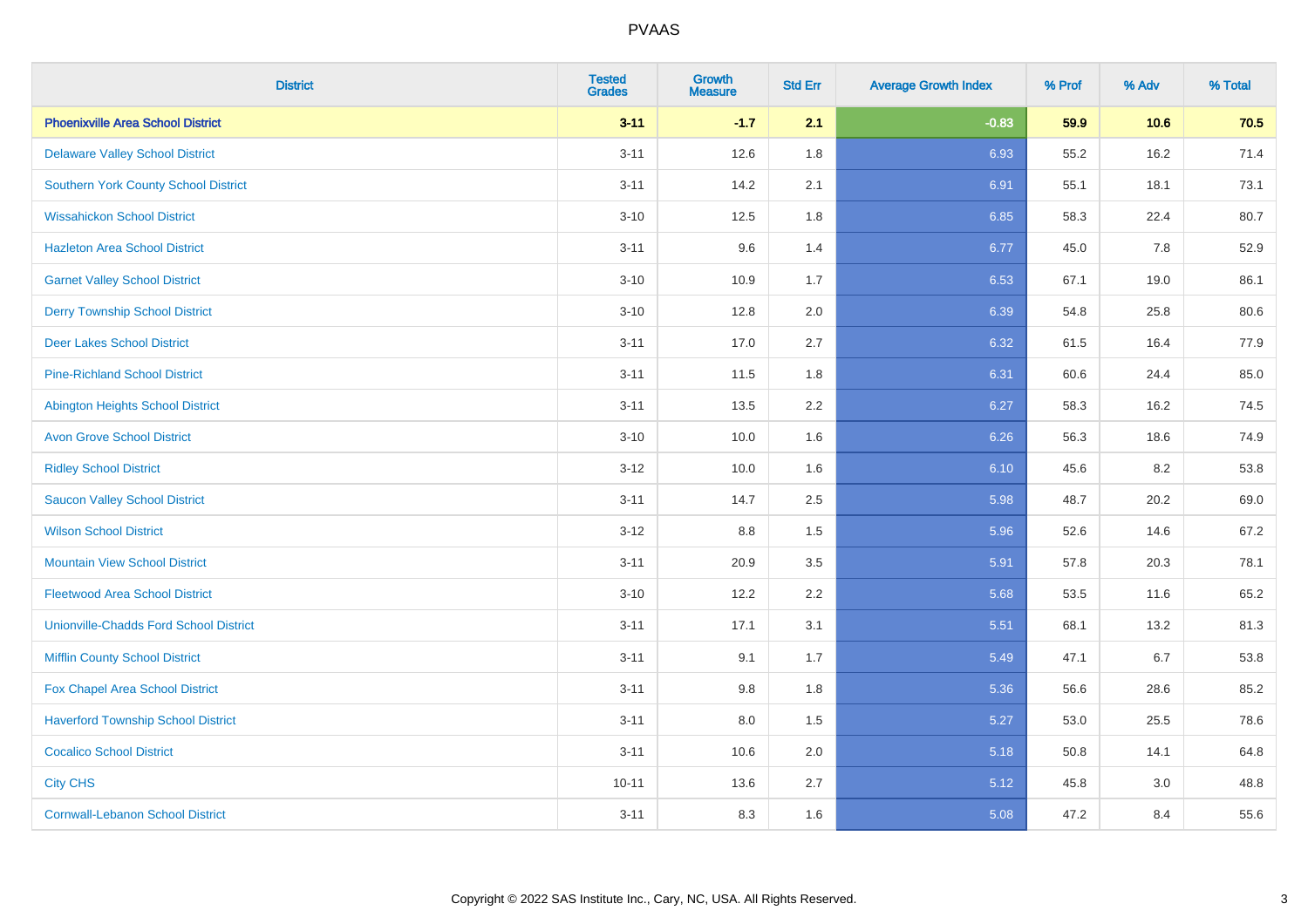# PVAAS

| District | Tested Grades | Growth Measure | Std Err | Average Growth Index | % Prof | % Adv | % Total |
|---|---|---|---|---|---|---|---|
| **Phoenixville Area School District** | **3-11** | **-1.7** | **2.1** | **-0.83** | **59.9** | **10.6** | **70.5** |
| Delaware Valley School District | 3-11 | 12.6 | 1.8 | 6.93 | 55.2 | 16.2 | 71.4 |
| Southern York County School District | 3-11 | 14.2 | 2.1 | 6.91 | 55.1 | 18.1 | 73.1 |
| Wissahickon School District | 3-10 | 12.5 | 1.8 | 6.85 | 58.3 | 22.4 | 80.7 |
| Hazleton Area School District | 3-11 | 9.6 | 1.4 | 6.77 | 45.0 | 7.8 | 52.9 |
| Garnet Valley School District | 3-10 | 10.9 | 1.7 | 6.53 | 67.1 | 19.0 | 86.1 |
| Derry Township School District | 3-10 | 12.8 | 2.0 | 6.39 | 54.8 | 25.8 | 80.6 |
| Deer Lakes School District | 3-11 | 17.0 | 2.7 | 6.32 | 61.5 | 16.4 | 77.9 |
| Pine-Richland School District | 3-11 | 11.5 | 1.8 | 6.31 | 60.6 | 24.4 | 85.0 |
| Abington Heights School District | 3-11 | 13.5 | 2.2 | 6.27 | 58.3 | 16.2 | 74.5 |
| Avon Grove School District | 3-10 | 10.0 | 1.6 | 6.26 | 56.3 | 18.6 | 74.9 |
| Ridley School District | 3-12 | 10.0 | 1.6 | 6.10 | 45.6 | 8.2 | 53.8 |
| Saucon Valley School District | 3-11 | 14.7 | 2.5 | 5.98 | 48.7 | 20.2 | 69.0 |
| Wilson School District | 3-12 | 8.8 | 1.5 | 5.96 | 52.6 | 14.6 | 67.2 |
| Mountain View School District | 3-11 | 20.9 | 3.5 | 5.91 | 57.8 | 20.3 | 78.1 |
| Fleetwood Area School District | 3-10 | 12.2 | 2.2 | 5.68 | 53.5 | 11.6 | 65.2 |
| Unionville-Chadds Ford School District | 3-11 | 17.1 | 3.1 | 5.51 | 68.1 | 13.2 | 81.3 |
| Mifflin County School District | 3-11 | 9.1 | 1.7 | 5.49 | 47.1 | 6.7 | 53.8 |
| Fox Chapel Area School District | 3-11 | 9.8 | 1.8 | 5.36 | 56.6 | 28.6 | 85.2 |
| Haverford Township School District | 3-11 | 8.0 | 1.5 | 5.27 | 53.0 | 25.5 | 78.6 |
| Cocalico School District | 3-11 | 10.6 | 2.0 | 5.18 | 50.8 | 14.1 | 64.8 |
| City CHS | 10-11 | 13.6 | 2.7 | 5.12 | 45.8 | 3.0 | 48.8 |
| Cornwall-Lebanon School District | 3-11 | 8.3 | 1.6 | 5.08 | 47.2 | 8.4 | 55.6 |

Copyright © 2022 SAS Institute Inc., Cary, NC, USA. All Rights Reserved.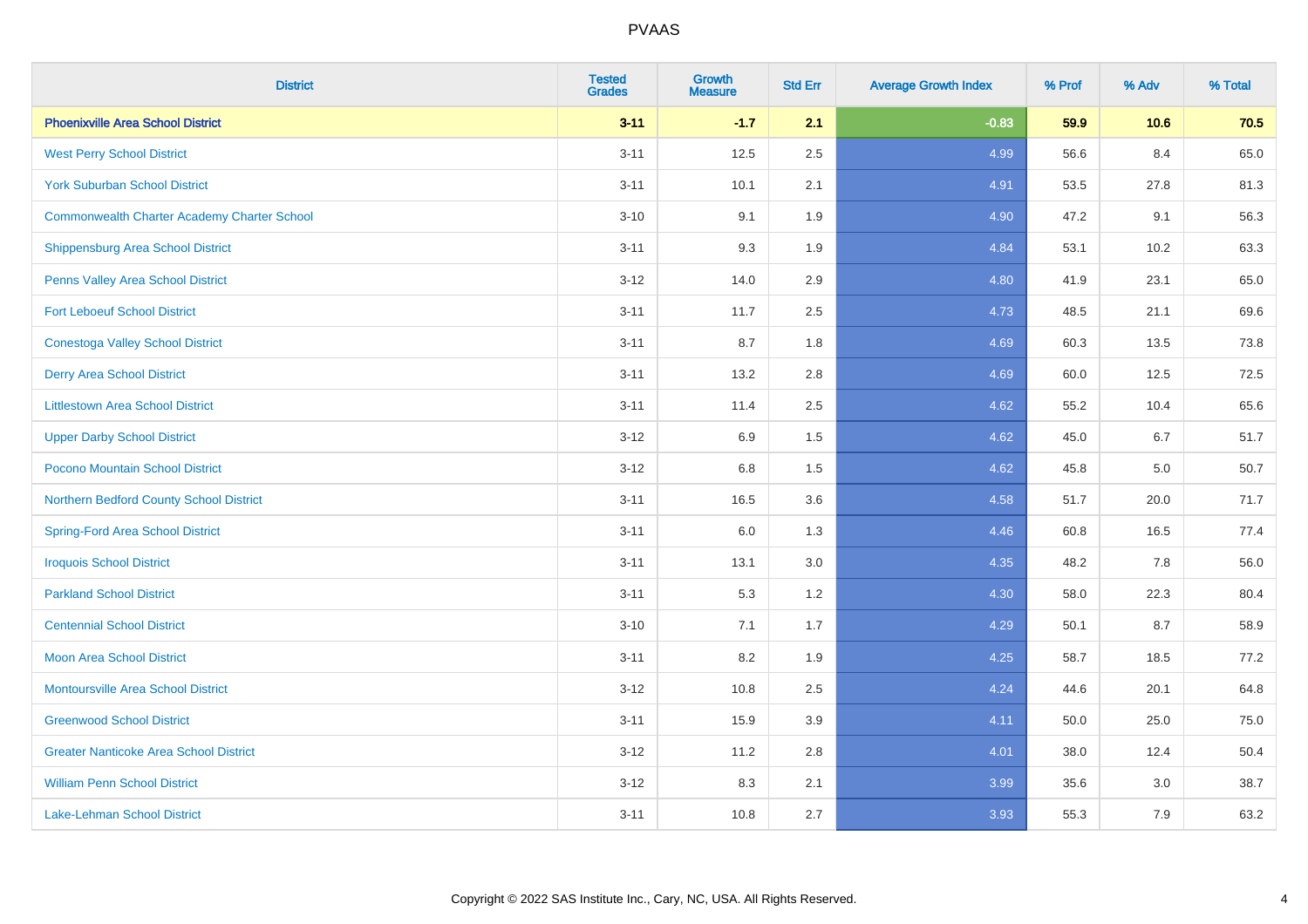# PVAAS

| District | Tested Grades | Growth Measure | Std Err | Average Growth Index | % Prof | % Adv | % Total |
|---|---|---|---|---|---|---|---|
| **Phoenixville Area School District** | **3-11** | **-1.7** | **2.1** | **-0.83** | **59.9** | **10.6** | **70.5** |
| West Perry School District | 3-11 | 12.5 | 2.5 | 4.99 | 56.6 | 8.4 | 65.0 |
| York Suburban School District | 3-11 | 10.1 | 2.1 | 4.91 | 53.5 | 27.8 | 81.3 |
| Commonwealth Charter Academy Charter School | 3-10 | 9.1 | 1.9 | 4.90 | 47.2 | 9.1 | 56.3 |
| Shippensburg Area School District | 3-11 | 9.3 | 1.9 | 4.84 | 53.1 | 10.2 | 63.3 |
| Penns Valley Area School District | 3-12 | 14.0 | 2.9 | 4.80 | 41.9 | 23.1 | 65.0 |
| Fort Leboeuf School District | 3-11 | 11.7 | 2.5 | 4.73 | 48.5 | 21.1 | 69.6 |
| Conestoga Valley School District | 3-11 | 8.7 | 1.8 | 4.69 | 60.3 | 13.5 | 73.8 |
| Derry Area School District | 3-11 | 13.2 | 2.8 | 4.69 | 60.0 | 12.5 | 72.5 |
| Littlestown Area School District | 3-11 | 11.4 | 2.5 | 4.62 | 55.2 | 10.4 | 65.6 |
| Upper Darby School District | 3-12 | 6.9 | 1.5 | 4.62 | 45.0 | 6.7 | 51.7 |
| Pocono Mountain School District | 3-12 | 6.8 | 1.5 | 4.62 | 45.8 | 5.0 | 50.7 |
| Northern Bedford County School District | 3-11 | 16.5 | 3.6 | 4.58 | 51.7 | 20.0 | 71.7 |
| Spring-Ford Area School District | 3-11 | 6.0 | 1.3 | 4.46 | 60.8 | 16.5 | 77.4 |
| Iroquois School District | 3-11 | 13.1 | 3.0 | 4.35 | 48.2 | 7.8 | 56.0 |
| Parkland School District | 3-11 | 5.3 | 1.2 | 4.30 | 58.0 | 22.3 | 80.4 |
| Centennial School District | 3-10 | 7.1 | 1.7 | 4.29 | 50.1 | 8.7 | 58.9 |
| Moon Area School District | 3-11 | 8.2 | 1.9 | 4.25 | 58.7 | 18.5 | 77.2 |
| Montoursville Area School District | 3-12 | 10.8 | 2.5 | 4.24 | 44.6 | 20.1 | 64.8 |
| Greenwood School District | 3-11 | 15.9 | 3.9 | 4.11 | 50.0 | 25.0 | 75.0 |
| Greater Nanticoke Area School District | 3-12 | 11.2 | 2.8 | 4.01 | 38.0 | 12.4 | 50.4 |
| William Penn School District | 3-12 | 8.3 | 2.1 | 3.99 | 35.6 | 3.0 | 38.7 |
| Lake-Lehman School District | 3-11 | 10.8 | 2.7 | 3.93 | 55.3 | 7.9 | 63.2 |

Copyright © 2022 SAS Institute Inc., Cary, NC, USA. All Rights Reserved.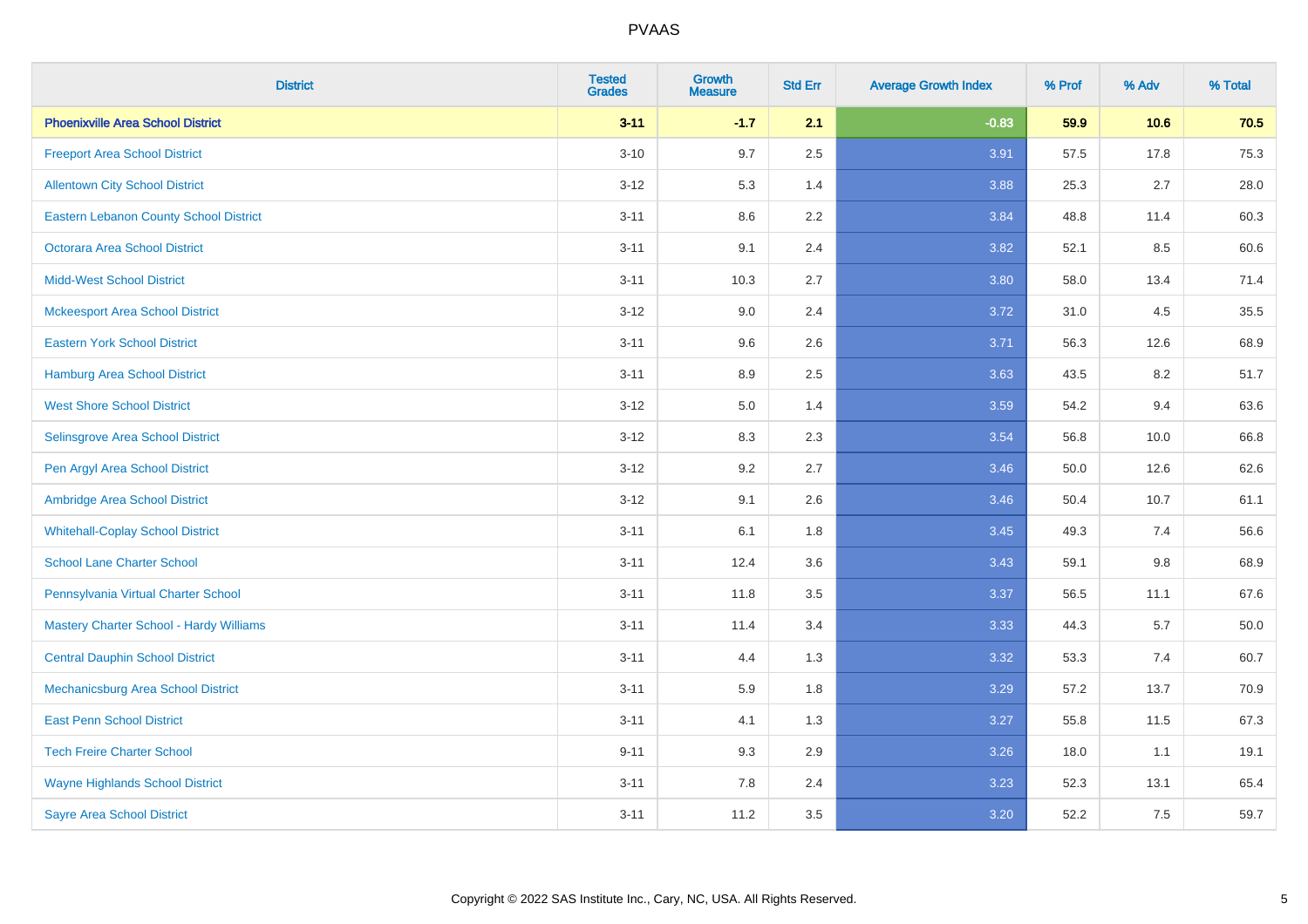| District | Tested Grades | Growth Measure | Std Err | Average Growth Index | % Prof | % Adv | % Total |
|---|---|---|---|---|---|---|---|
| **Phoenixville Area School District** | **3-11** | **-1.7** | **2.1** | **-0.83** | **59.9** | **10.6** | **70.5** |
| Freeport Area School District | 3-10 | 9.7 | 2.5 | 3.91 | 57.5 | 17.8 | 75.3 |
| Allentown City School District | 3-12 | 5.3 | 1.4 | 3.88 | 25.3 | 2.7 | 28.0 |
| Eastern Lebanon County School District | 3-11 | 8.6 | 2.2 | 3.84 | 48.8 | 11.4 | 60.3 |
| Octorara Area School District | 3-11 | 9.1 | 2.4 | 3.82 | 52.1 | 8.5 | 60.6 |
| Midd-West School District | 3-11 | 10.3 | 2.7 | 3.80 | 58.0 | 13.4 | 71.4 |
| Mckeesport Area School District | 3-12 | 9.0 | 2.4 | 3.72 | 31.0 | 4.5 | 35.5 |
| Eastern York School District | 3-11 | 9.6 | 2.6 | 3.71 | 56.3 | 12.6 | 68.9 |
| Hamburg Area School District | 3-11 | 8.9 | 2.5 | 3.63 | 43.5 | 8.2 | 51.7 |
| West Shore School District | 3-12 | 5.0 | 1.4 | 3.59 | 54.2 | 9.4 | 63.6 |
| Selinsgrove Area School District | 3-12 | 8.3 | 2.3 | 3.54 | 56.8 | 10.0 | 66.8 |
| Pen Argyl Area School District | 3-12 | 9.2 | 2.7 | 3.46 | 50.0 | 12.6 | 62.6 |
| Ambridge Area School District | 3-12 | 9.1 | 2.6 | 3.46 | 50.4 | 10.7 | 61.1 |
| Whitehall-Coplay School District | 3-11 | 6.1 | 1.8 | 3.45 | 49.3 | 7.4 | 56.6 |
| School Lane Charter School | 3-11 | 12.4 | 3.6 | 3.43 | 59.1 | 9.8 | 68.9 |
| Pennsylvania Virtual Charter School | 3-11 | 11.8 | 3.5 | 3.37 | 56.5 | 11.1 | 67.6 |
| Mastery Charter School - Hardy Williams | 3-11 | 11.4 | 3.4 | 3.33 | 44.3 | 5.7 | 50.0 |
| Central Dauphin School District | 3-11 | 4.4 | 1.3 | 3.32 | 53.3 | 7.4 | 60.7 |
| Mechanicsburg Area School District | 3-11 | 5.9 | 1.8 | 3.29 | 57.2 | 13.7 | 70.9 |
| East Penn School District | 3-11 | 4.1 | 1.3 | 3.27 | 55.8 | 11.5 | 67.3 |
| Tech Freire Charter School | 9-11 | 9.3 | 2.9 | 3.26 | 18.0 | 1.1 | 19.1 |
| Wayne Highlands School District | 3-11 | 7.8 | 2.4 | 3.23 | 52.3 | 13.1 | 65.4 |
| Sayre Area School District | 3-11 | 11.2 | 3.5 | 3.20 | 52.2 | 7.5 | 59.7 |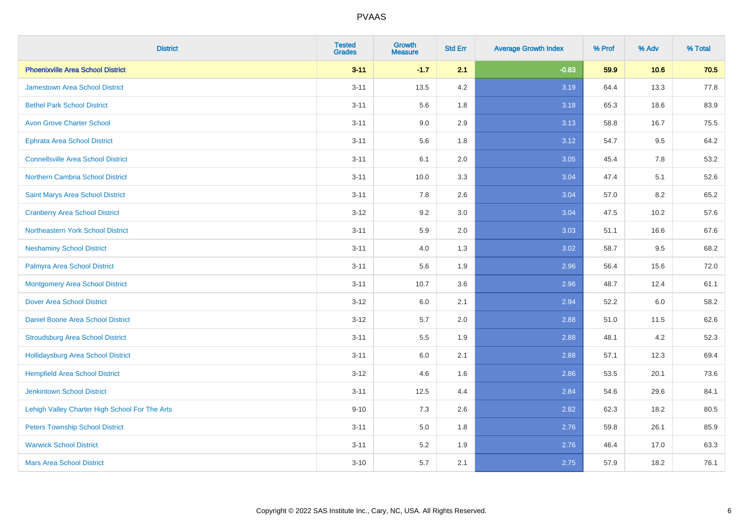# PVAAS

| District | Tested Grades | Growth Measure | Std Err | Average Growth Index | % Prof | % Adv | % Total |
|---|---|---|---|---|---|---|---|
| **Phoenixville Area School District** | **3-11** | **-1.7** | **2.1** | **-0.83** | **59.9** | **10.6** | **70.5** |
| Jamestown Area School District | 3-11 | 13.5 | 4.2 | 3.19 | 64.4 | 13.3 | 77.8 |
| Bethel Park School District | 3-11 | 5.6 | 1.8 | 3.18 | 65.3 | 18.6 | 83.9 |
| Avon Grove Charter School | 3-11 | 9.0 | 2.9 | 3.13 | 58.8 | 16.7 | 75.5 |
| Ephrata Area School District | 3-11 | 5.6 | 1.8 | 3.12 | 54.7 | 9.5 | 64.2 |
| Connellsville Area School District | 3-11 | 6.1 | 2.0 | 3.05 | 45.4 | 7.8 | 53.2 |
| Northern Cambria School District | 3-11 | 10.0 | 3.3 | 3.04 | 47.4 | 5.1 | 52.6 |
| Saint Marys Area School District | 3-11 | 7.8 | 2.6 | 3.04 | 57.0 | 8.2 | 65.2 |
| Cranberry Area School District | 3-12 | 9.2 | 3.0 | 3.04 | 47.5 | 10.2 | 57.6 |
| Northeastern York School District | 3-11 | 5.9 | 2.0 | 3.03 | 51.1 | 16.6 | 67.6 |
| Neshaminy School District | 3-11 | 4.0 | 1.3 | 3.02 | 58.7 | 9.5 | 68.2 |
| Palmyra Area School District | 3-11 | 5.6 | 1.9 | 2.96 | 56.4 | 15.6 | 72.0 |
| Montgomery Area School District | 3-11 | 10.7 | 3.6 | 2.96 | 48.7 | 12.4 | 61.1 |
| Dover Area School District | 3-12 | 6.0 | 2.1 | 2.94 | 52.2 | 6.0 | 58.2 |
| Daniel Boone Area School District | 3-12 | 5.7 | 2.0 | 2.88 | 51.0 | 11.5 | 62.6 |
| Stroudsburg Area School District | 3-11 | 5.5 | 1.9 | 2.88 | 48.1 | 4.2 | 52.3 |
| Hollidaysburg Area School District | 3-11 | 6.0 | 2.1 | 2.88 | 57.1 | 12.3 | 69.4 |
| Hempfield Area School District | 3-12 | 4.6 | 1.6 | 2.86 | 53.5 | 20.1 | 73.6 |
| Jenkintown School District | 3-11 | 12.5 | 4.4 | 2.84 | 54.6 | 29.6 | 84.1 |
| Lehigh Valley Charter High School For The Arts | 9-10 | 7.3 | 2.6 | 2.82 | 62.3 | 18.2 | 80.5 |
| Peters Township School District | 3-11 | 5.0 | 1.8 | 2.76 | 59.8 | 26.1 | 85.9 |
| Warwick School District | 3-11 | 5.2 | 1.9 | 2.76 | 46.4 | 17.0 | 63.3 |
| Mars Area School District | 3-10 | 5.7 | 2.1 | 2.75 | 57.9 | 18.2 | 76.1 |

Copyright © 2022 SAS Institute Inc., Cary, NC, USA. All Rights Reserved.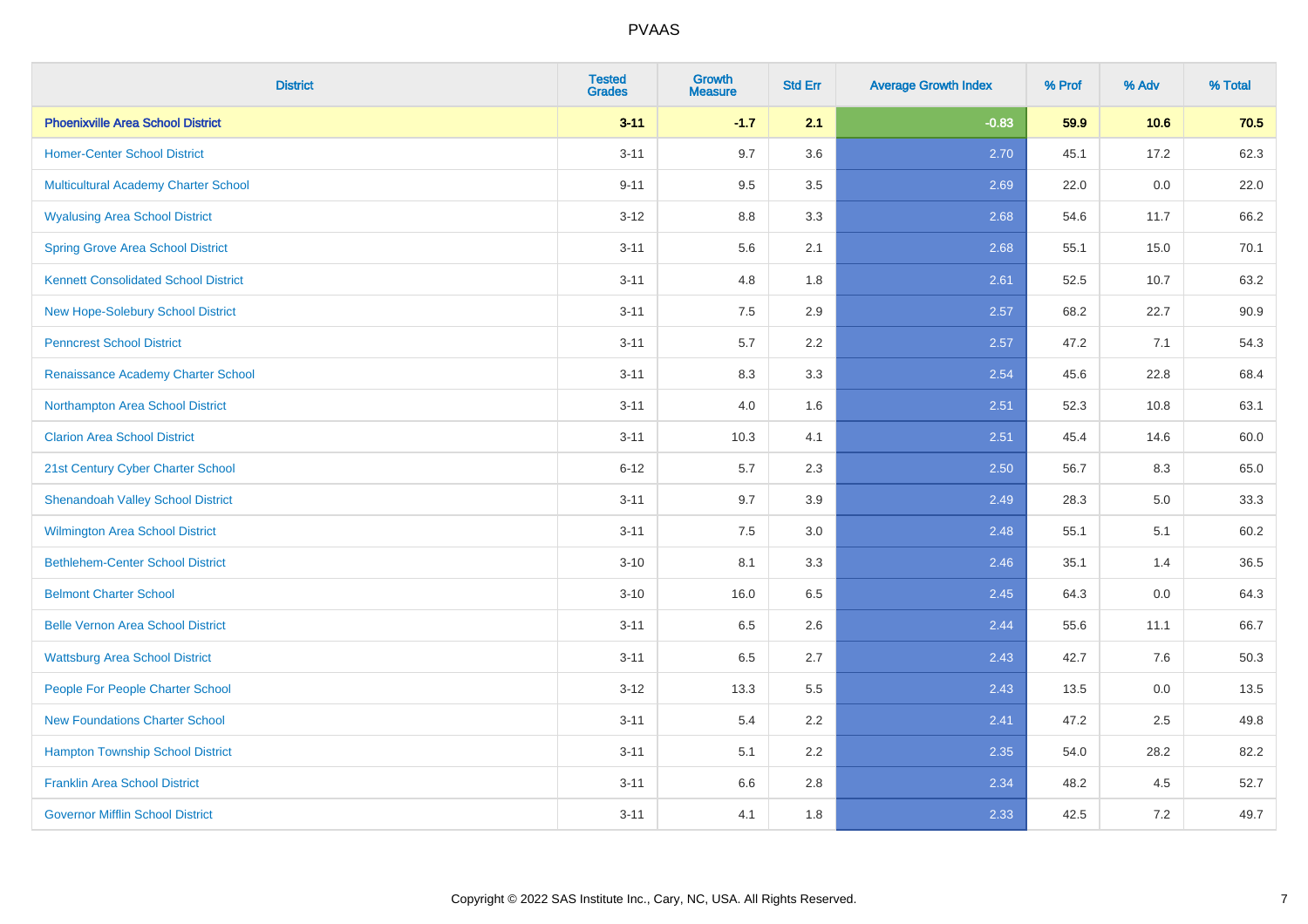| District | Tested Grades | Growth Measure | Std Err | Average Growth Index | % Prof | % Adv | % Total |
|---|---|---|---|---|---|---|---|
| **Phoenixville Area School District** | **3-11** | **-1.7** | **2.1** | **-0.83** | **59.9** | **10.6** | **70.5** |
| Homer-Center School District | 3-11 | 9.7 | 3.6 | 2.70 | 45.1 | 17.2 | 62.3 |
| Multicultural Academy Charter School | 9-11 | 9.5 | 3.5 | 2.69 | 22.0 | 0.0 | 22.0 |
| Wyalusing Area School District | 3-12 | 8.8 | 3.3 | 2.68 | 54.6 | 11.7 | 66.2 |
| Spring Grove Area School District | 3-11 | 5.6 | 2.1 | 2.68 | 55.1 | 15.0 | 70.1 |
| Kennett Consolidated School District | 3-11 | 4.8 | 1.8 | 2.61 | 52.5 | 10.7 | 63.2 |
| New Hope-Solebury School District | 3-11 | 7.5 | 2.9 | 2.57 | 68.2 | 22.7 | 90.9 |
| Penncrest School District | 3-11 | 5.7 | 2.2 | 2.57 | 47.2 | 7.1 | 54.3 |
| Renaissance Academy Charter School | 3-11 | 8.3 | 3.3 | 2.54 | 45.6 | 22.8 | 68.4 |
| Northampton Area School District | 3-11 | 4.0 | 1.6 | 2.51 | 52.3 | 10.8 | 63.1 |
| Clarion Area School District | 3-11 | 10.3 | 4.1 | 2.51 | 45.4 | 14.6 | 60.0 |
| 21st Century Cyber Charter School | 6-12 | 5.7 | 2.3 | 2.50 | 56.7 | 8.3 | 65.0 |
| Shenandoah Valley School District | 3-11 | 9.7 | 3.9 | 2.49 | 28.3 | 5.0 | 33.3 |
| Wilmington Area School District | 3-11 | 7.5 | 3.0 | 2.48 | 55.1 | 5.1 | 60.2 |
| Bethlehem-Center School District | 3-10 | 8.1 | 3.3 | 2.46 | 35.1 | 1.4 | 36.5 |
| Belmont Charter School | 3-10 | 16.0 | 6.5 | 2.45 | 64.3 | 0.0 | 64.3 |
| Belle Vernon Area School District | 3-11 | 6.5 | 2.6 | 2.44 | 55.6 | 11.1 | 66.7 |
| Wattsburg Area School District | 3-11 | 6.5 | 2.7 | 2.43 | 42.7 | 7.6 | 50.3 |
| People For People Charter School | 3-12 | 13.3 | 5.5 | 2.43 | 13.5 | 0.0 | 13.5 |
| New Foundations Charter School | 3-11 | 5.4 | 2.2 | 2.41 | 47.2 | 2.5 | 49.8 |
| Hampton Township School District | 3-11 | 5.1 | 2.2 | 2.35 | 54.0 | 28.2 | 82.2 |
| Franklin Area School District | 3-11 | 6.6 | 2.8 | 2.34 | 48.2 | 4.5 | 52.7 |
| Governor Mifflin School District | 3-11 | 4.1 | 1.8 | 2.33 | 42.5 | 7.2 | 49.7 |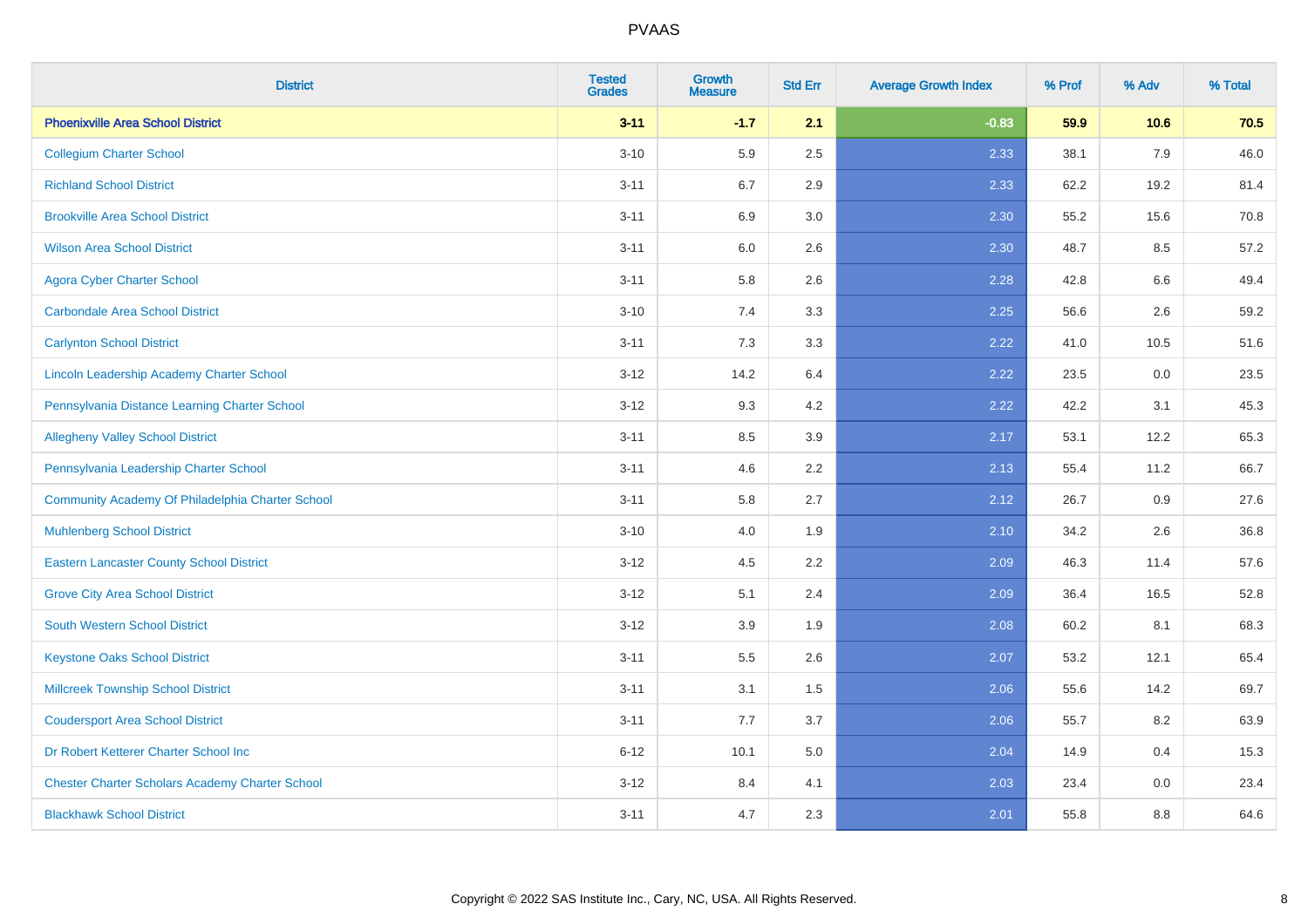| District | Tested Grades | Growth Measure | Std Err | Average Growth Index | % Prof | % Adv | % Total |
|---|---|---|---|---|---|---|---|
| **Phoenixville Area School District** | **3-11** | **-1.7** | **2.1** | **-0.83** | **59.9** | **10.6** | **70.5** |
| Collegium Charter School | 3-10 | 5.9 | 2.5 | 2.33 | 38.1 | 7.9 | 46.0 |
| Richland School District | 3-11 | 6.7 | 2.9 | 2.33 | 62.2 | 19.2 | 81.4 |
| Brookville Area School District | 3-11 | 6.9 | 3.0 | 2.30 | 55.2 | 15.6 | 70.8 |
| Wilson Area School District | 3-11 | 6.0 | 2.6 | 2.30 | 48.7 | 8.5 | 57.2 |
| Agora Cyber Charter School | 3-11 | 5.8 | 2.6 | 2.28 | 42.8 | 6.6 | 49.4 |
| Carbondale Area School District | 3-10 | 7.4 | 3.3 | 2.25 | 56.6 | 2.6 | 59.2 |
| Carlynton School District | 3-11 | 7.3 | 3.3 | 2.22 | 41.0 | 10.5 | 51.6 |
| Lincoln Leadership Academy Charter School | 3-12 | 14.2 | 6.4 | 2.22 | 23.5 | 0.0 | 23.5 |
| Pennsylvania Distance Learning Charter School | 3-12 | 9.3 | 4.2 | 2.22 | 42.2 | 3.1 | 45.3 |
| Allegheny Valley School District | 3-11 | 8.5 | 3.9 | 2.17 | 53.1 | 12.2 | 65.3 |
| Pennsylvania Leadership Charter School | 3-11 | 4.6 | 2.2 | 2.13 | 55.4 | 11.2 | 66.7 |
| Community Academy Of Philadelphia Charter School | 3-11 | 5.8 | 2.7 | 2.12 | 26.7 | 0.9 | 27.6 |
| Muhlenberg School District | 3-10 | 4.0 | 1.9 | 2.10 | 34.2 | 2.6 | 36.8 |
| Eastern Lancaster County School District | 3-12 | 4.5 | 2.2 | 2.09 | 46.3 | 11.4 | 57.6 |
| Grove City Area School District | 3-12 | 5.1 | 2.4 | 2.09 | 36.4 | 16.5 | 52.8 |
| South Western School District | 3-12 | 3.9 | 1.9 | 2.08 | 60.2 | 8.1 | 68.3 |
| Keystone Oaks School District | 3-11 | 5.5 | 2.6 | 2.07 | 53.2 | 12.1 | 65.4 |
| Millcreek Township School District | 3-11 | 3.1 | 1.5 | 2.06 | 55.6 | 14.2 | 69.7 |
| Coudersport Area School District | 3-11 | 7.7 | 3.7 | 2.06 | 55.7 | 8.2 | 63.9 |
| Dr Robert Ketterer Charter School Inc | 6-12 | 10.1 | 5.0 | 2.04 | 14.9 | 0.4 | 15.3 |
| Chester Charter Scholars Academy Charter School | 3-12 | 8.4 | 4.1 | 2.03 | 23.4 | 0.0 | 23.4 |
| Blackhawk School District | 3-11 | 4.7 | 2.3 | 2.01 | 55.8 | 8.8 | 64.6 |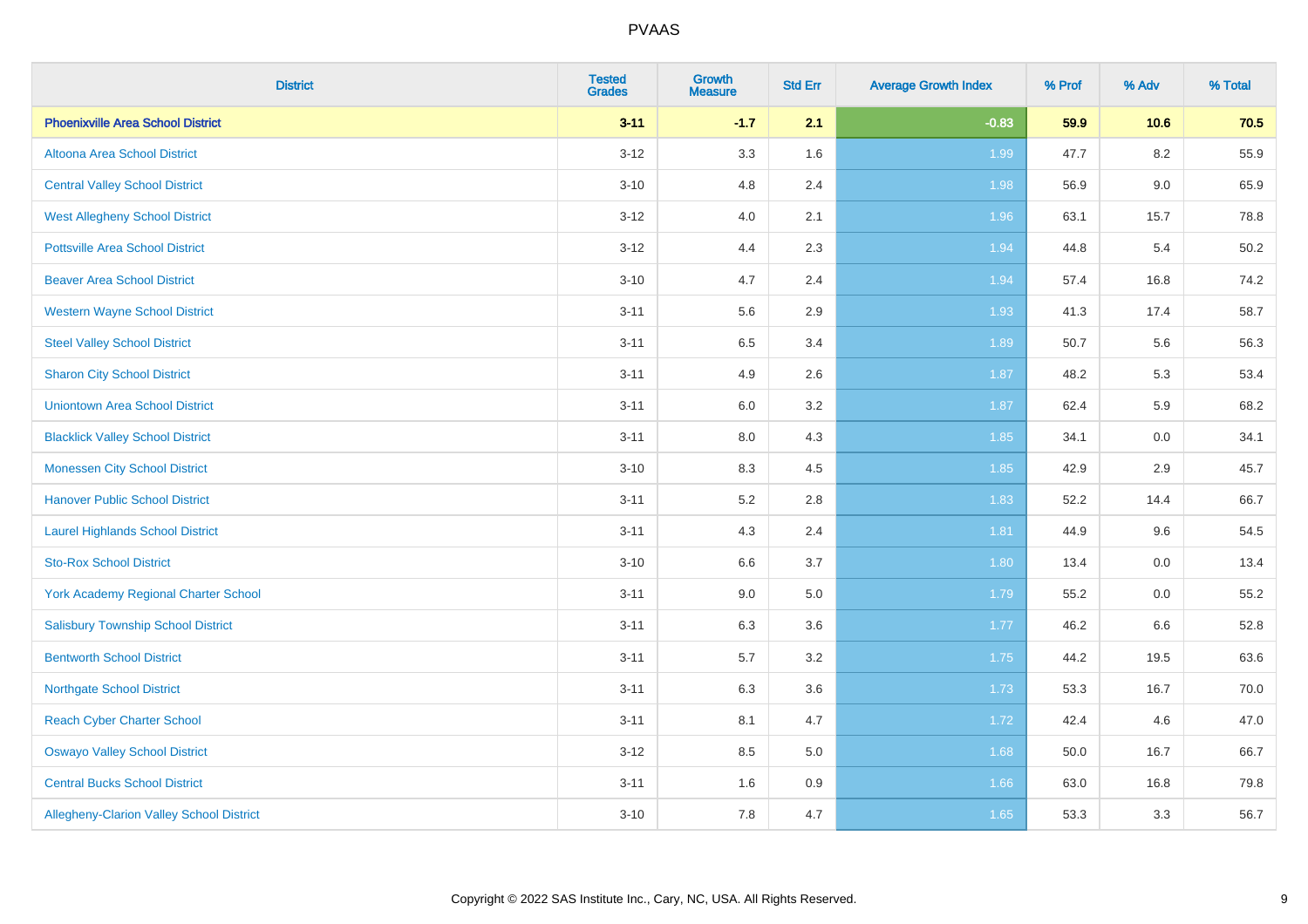| District | Tested Grades | Growth Measure | Std Err | Average Growth Index | % Prof | % Adv | % Total |
|---|---|---|---|---|---|---|---|
| **Phoenixville Area School District** | **3-11** | **-1.7** | **2.1** | **-0.83** | **59.9** | **10.6** | **70.5** |
| Altoona Area School District | 3-12 | 3.3 | 1.6 | 1.99 | 47.7 | 8.2 | 55.9 |
| Central Valley School District | 3-10 | 4.8 | 2.4 | 1.98 | 56.9 | 9.0 | 65.9 |
| West Allegheny School District | 3-12 | 4.0 | 2.1 | 1.96 | 63.1 | 15.7 | 78.8 |
| Pottsville Area School District | 3-12 | 4.4 | 2.3 | 1.94 | 44.8 | 5.4 | 50.2 |
| Beaver Area School District | 3-10 | 4.7 | 2.4 | 1.94 | 57.4 | 16.8 | 74.2 |
| Western Wayne School District | 3-11 | 5.6 | 2.9 | 1.93 | 41.3 | 17.4 | 58.7 |
| Steel Valley School District | 3-11 | 6.5 | 3.4 | 1.89 | 50.7 | 5.6 | 56.3 |
| Sharon City School District | 3-11 | 4.9 | 2.6 | 1.87 | 48.2 | 5.3 | 53.4 |
| Uniontown Area School District | 3-11 | 6.0 | 3.2 | 1.87 | 62.4 | 5.9 | 68.2 |
| Blacklick Valley School District | 3-11 | 8.0 | 4.3 | 1.85 | 34.1 | 0.0 | 34.1 |
| Monessen City School District | 3-10 | 8.3 | 4.5 | 1.85 | 42.9 | 2.9 | 45.7 |
| Hanover Public School District | 3-11 | 5.2 | 2.8 | 1.83 | 52.2 | 14.4 | 66.7 |
| Laurel Highlands School District | 3-11 | 4.3 | 2.4 | 1.81 | 44.9 | 9.6 | 54.5 |
| Sto-Rox School District | 3-10 | 6.6 | 3.7 | 1.80 | 13.4 | 0.0 | 13.4 |
| York Academy Regional Charter School | 3-11 | 9.0 | 5.0 | 1.79 | 55.2 | 0.0 | 55.2 |
| Salisbury Township School District | 3-11 | 6.3 | 3.6 | 1.77 | 46.2 | 6.6 | 52.8 |
| Bentworth School District | 3-11 | 5.7 | 3.2 | 1.75 | 44.2 | 19.5 | 63.6 |
| Northgate School District | 3-11 | 6.3 | 3.6 | 1.73 | 53.3 | 16.7 | 70.0 |
| Reach Cyber Charter School | 3-11 | 8.1 | 4.7 | 1.72 | 42.4 | 4.6 | 47.0 |
| Oswayo Valley School District | 3-12 | 8.5 | 5.0 | 1.68 | 50.0 | 16.7 | 66.7 |
| Central Bucks School District | 3-11 | 1.6 | 0.9 | 1.66 | 63.0 | 16.8 | 79.8 |
| Allegheny-Clarion Valley School District | 3-10 | 7.8 | 4.7 | 1.65 | 53.3 | 3.3 | 56.7 |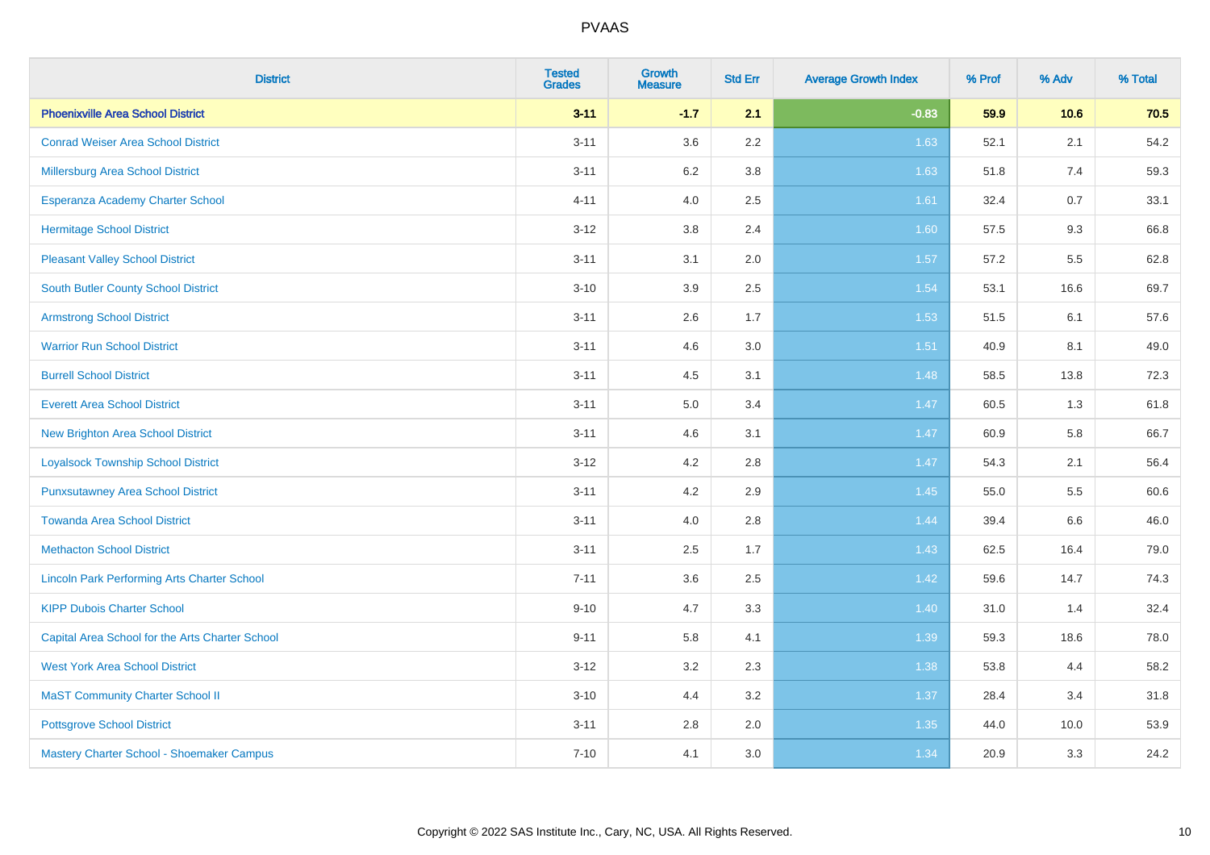| District | Tested Grades | Growth Measure | Std Err | Average Growth Index | % Prof | % Adv | % Total |
|---|---|---|---|---|---|---|---|
| **Phoenixville Area School District** | **3-11** | **-1.7** | **2.1** | **-0.83** | **59.9** | **10.6** | **70.5** |
| Conrad Weiser Area School District | 3-11 | 3.6 | 2.2 | 1.63 | 52.1 | 2.1 | 54.2 |
| Millersburg Area School District | 3-11 | 6.2 | 3.8 | 1.63 | 51.8 | 7.4 | 59.3 |
| Esperanza Academy Charter School | 4-11 | 4.0 | 2.5 | 1.61 | 32.4 | 0.7 | 33.1 |
| Hermitage School District | 3-12 | 3.8 | 2.4 | 1.60 | 57.5 | 9.3 | 66.8 |
| Pleasant Valley School District | 3-11 | 3.1 | 2.0 | 1.57 | 57.2 | 5.5 | 62.8 |
| South Butler County School District | 3-10 | 3.9 | 2.5 | 1.54 | 53.1 | 16.6 | 69.7 |
| Armstrong School District | 3-11 | 2.6 | 1.7 | 1.53 | 51.5 | 6.1 | 57.6 |
| Warrior Run School District | 3-11 | 4.6 | 3.0 | 1.51 | 40.9 | 8.1 | 49.0 |
| Burrell School District | 3-11 | 4.5 | 3.1 | 1.48 | 58.5 | 13.8 | 72.3 |
| Everett Area School District | 3-11 | 5.0 | 3.4 | 1.47 | 60.5 | 1.3 | 61.8 |
| New Brighton Area School District | 3-11 | 4.6 | 3.1 | 1.47 | 60.9 | 5.8 | 66.7 |
| Loyalsock Township School District | 3-12 | 4.2 | 2.8 | 1.47 | 54.3 | 2.1 | 56.4 |
| Punxsutawney Area School District | 3-11 | 4.2 | 2.9 | 1.45 | 55.0 | 5.5 | 60.6 |
| Towanda Area School District | 3-11 | 4.0 | 2.8 | 1.44 | 39.4 | 6.6 | 46.0 |
| Methacton School District | 3-11 | 2.5 | 1.7 | 1.43 | 62.5 | 16.4 | 79.0 |
| Lincoln Park Performing Arts Charter School | 7-11 | 3.6 | 2.5 | 1.42 | 59.6 | 14.7 | 74.3 |
| KIPP Dubois Charter School | 9-10 | 4.7 | 3.3 | 1.40 | 31.0 | 1.4 | 32.4 |
| Capital Area School for the Arts Charter School | 9-11 | 5.8 | 4.1 | 1.39 | 59.3 | 18.6 | 78.0 |
| West York Area School District | 3-12 | 3.2 | 2.3 | 1.38 | 53.8 | 4.4 | 58.2 |
| MaST Community Charter School II | 3-10 | 4.4 | 3.2 | 1.37 | 28.4 | 3.4 | 31.8 |
| Pottsgrove School District | 3-11 | 2.8 | 2.0 | 1.35 | 44.0 | 10.0 | 53.9 |
| Mastery Charter School - Shoemaker Campus | 7-10 | 4.1 | 3.0 | 1.34 | 20.9 | 3.3 | 24.2 |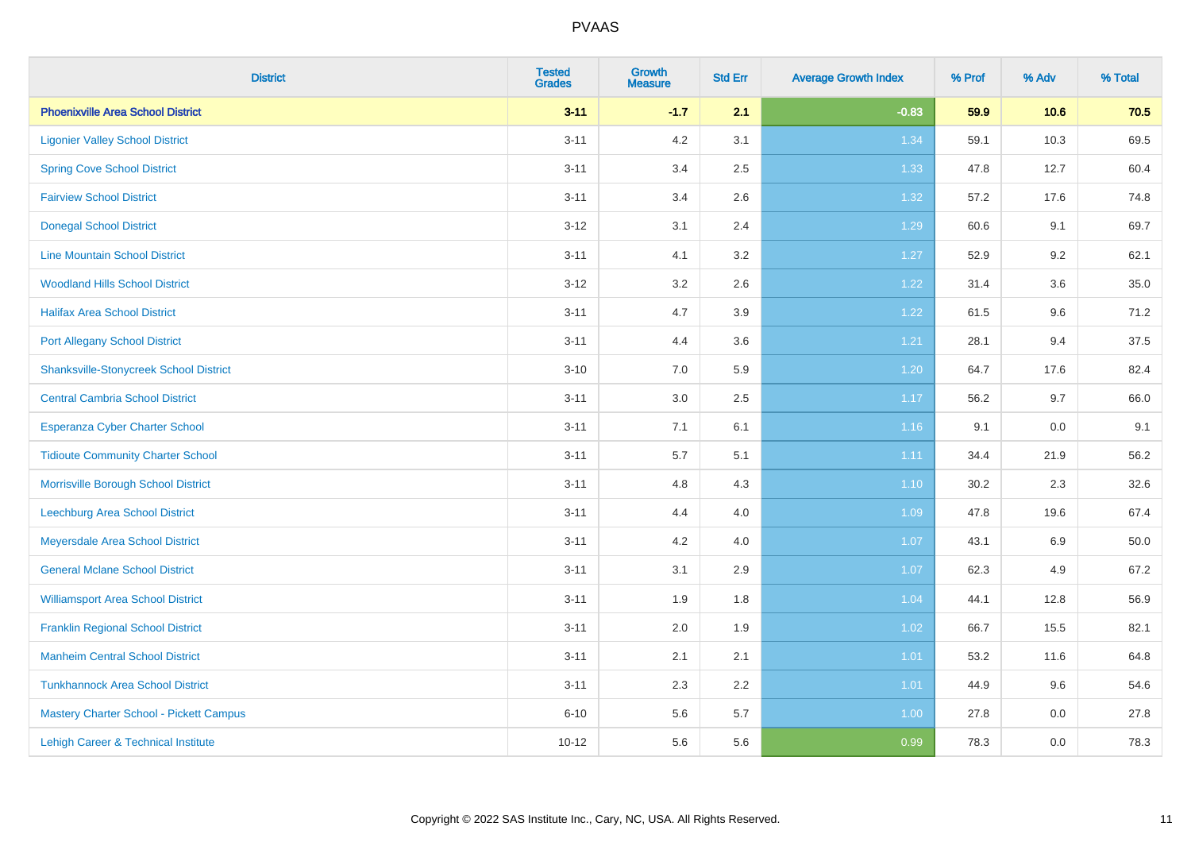# PVAAS

| District | Tested Grades | Growth Measure | Std Err | Average Growth Index | % Prof | % Adv | % Total |
|---|---|---|---|---|---|---|---|
| **Phoenixville Area School District** | **3-11** | **-1.7** | **2.1** | **-0.83** | **59.9** | **10.6** | **70.5** |
| Ligonier Valley School District | 3-11 | 4.2 | 3.1 | 1.34 | 59.1 | 10.3 | 69.5 |
| Spring Cove School District | 3-11 | 3.4 | 2.5 | 1.33 | 47.8 | 12.7 | 60.4 |
| Fairview School District | 3-11 | 3.4 | 2.6 | 1.32 | 57.2 | 17.6 | 74.8 |
| Donegal School District | 3-12 | 3.1 | 2.4 | 1.29 | 60.6 | 9.1 | 69.7 |
| Line Mountain School District | 3-11 | 4.1 | 3.2 | 1.27 | 52.9 | 9.2 | 62.1 |
| Woodland Hills School District | 3-12 | 3.2 | 2.6 | 1.22 | 31.4 | 3.6 | 35.0 |
| Halifax Area School District | 3-11 | 4.7 | 3.9 | 1.22 | 61.5 | 9.6 | 71.2 |
| Port Allegany School District | 3-11 | 4.4 | 3.6 | 1.21 | 28.1 | 9.4 | 37.5 |
| Shanksville-Stonycreek School District | 3-10 | 7.0 | 5.9 | 1.20 | 64.7 | 17.6 | 82.4 |
| Central Cambria School District | 3-11 | 3.0 | 2.5 | 1.17 | 56.2 | 9.7 | 66.0 |
| Esperanza Cyber Charter School | 3-11 | 7.1 | 6.1 | 1.16 | 9.1 | 0.0 | 9.1 |
| Tidioute Community Charter School | 3-11 | 5.7 | 5.1 | 1.11 | 34.4 | 21.9 | 56.2 |
| Morrisville Borough School District | 3-11 | 4.8 | 4.3 | 1.10 | 30.2 | 2.3 | 32.6 |
| Leechburg Area School District | 3-11 | 4.4 | 4.0 | 1.09 | 47.8 | 19.6 | 67.4 |
| Meyersdale Area School District | 3-11 | 4.2 | 4.0 | 1.07 | 43.1 | 6.9 | 50.0 |
| General Mclane School District | 3-11 | 3.1 | 2.9 | 1.07 | 62.3 | 4.9 | 67.2 |
| Williamsport Area School District | 3-11 | 1.9 | 1.8 | 1.04 | 44.1 | 12.8 | 56.9 |
| Franklin Regional School District | 3-11 | 2.0 | 1.9 | 1.02 | 66.7 | 15.5 | 82.1 |
| Manheim Central School District | 3-11 | 2.1 | 2.1 | 1.01 | 53.2 | 11.6 | 64.8 |
| Tunkhannock Area School District | 3-11 | 2.3 | 2.2 | 1.01 | 44.9 | 9.6 | 54.6 |
| Mastery Charter School - Pickett Campus | 6-10 | 5.6 | 5.7 | 1.00 | 27.8 | 0.0 | 27.8 |
| Lehigh Career & Technical Institute | 10-12 | 5.6 | 5.6 | 0.99 | 78.3 | 0.0 | 78.3 |

Copyright © 2022 SAS Institute Inc., Cary, NC, USA. All Rights Reserved.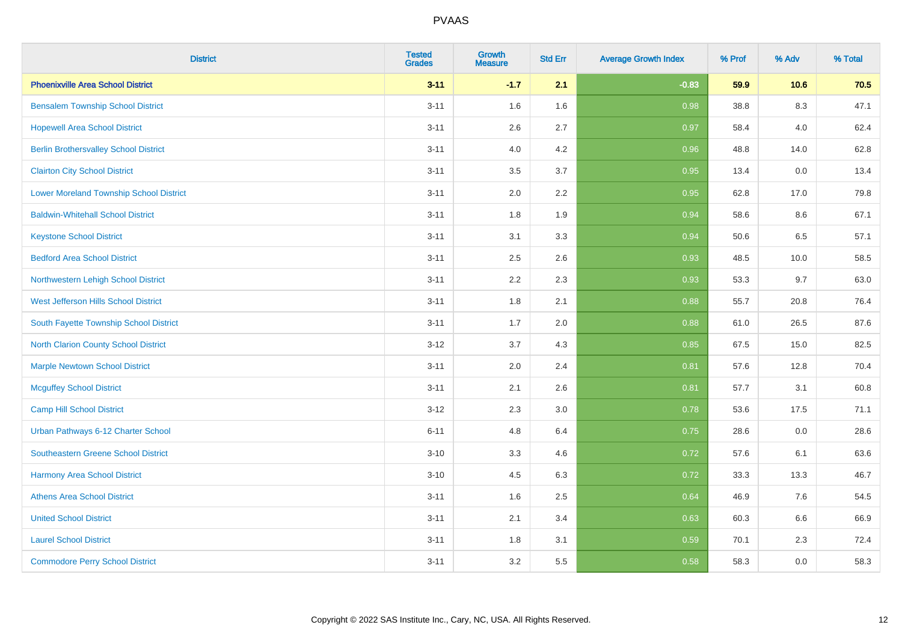PVAAS

| District | Tested Grades | Growth Measure | Std Err | Average Growth Index | % Prof | % Adv | % Total |
|---|---|---|---|---|---|---|---|
| **Phoenixville Area School District** | **3-11** | **-1.7** | **2.1** | **-0.83** | **59.9** | **10.6** | **70.5** |
| Bensalem Township School District | 3-11 | 1.6 | 1.6 | 0.98 | 38.8 | 8.3 | 47.1 |
| Hopewell Area School District | 3-11 | 2.6 | 2.7 | 0.97 | 58.4 | 4.0 | 62.4 |
| Berlin Brothersvalley School District | 3-11 | 4.0 | 4.2 | 0.96 | 48.8 | 14.0 | 62.8 |
| Clairton City School District | 3-11 | 3.5 | 3.7 | 0.95 | 13.4 | 0.0 | 13.4 |
| Lower Moreland Township School District | 3-11 | 2.0 | 2.2 | 0.95 | 62.8 | 17.0 | 79.8 |
| Baldwin-Whitehall School District | 3-11 | 1.8 | 1.9 | 0.94 | 58.6 | 8.6 | 67.1 |
| Keystone School District | 3-11 | 3.1 | 3.3 | 0.94 | 50.6 | 6.5 | 57.1 |
| Bedford Area School District | 3-11 | 2.5 | 2.6 | 0.93 | 48.5 | 10.0 | 58.5 |
| Northwestern Lehigh School District | 3-11 | 2.2 | 2.3 | 0.93 | 53.3 | 9.7 | 63.0 |
| West Jefferson Hills School District | 3-11 | 1.8 | 2.1 | 0.88 | 55.7 | 20.8 | 76.4 |
| South Fayette Township School District | 3-11 | 1.7 | 2.0 | 0.88 | 61.0 | 26.5 | 87.6 |
| North Clarion County School District | 3-12 | 3.7 | 4.3 | 0.85 | 67.5 | 15.0 | 82.5 |
| Marple Newtown School District | 3-11 | 2.0 | 2.4 | 0.81 | 57.6 | 12.8 | 70.4 |
| Mcguffey School District | 3-11 | 2.1 | 2.6 | 0.81 | 57.7 | 3.1 | 60.8 |
| Camp Hill School District | 3-12 | 2.3 | 3.0 | 0.78 | 53.6 | 17.5 | 71.1 |
| Urban Pathways 6-12 Charter School | 6-11 | 4.8 | 6.4 | 0.75 | 28.6 | 0.0 | 28.6 |
| Southeastern Greene School District | 3-10 | 3.3 | 4.6 | 0.72 | 57.6 | 6.1 | 63.6 |
| Harmony Area School District | 3-10 | 4.5 | 6.3 | 0.72 | 33.3 | 13.3 | 46.7 |
| Athens Area School District | 3-11 | 1.6 | 2.5 | 0.64 | 46.9 | 7.6 | 54.5 |
| United School District | 3-11 | 2.1 | 3.4 | 0.63 | 60.3 | 6.6 | 66.9 |
| Laurel School District | 3-11 | 1.8 | 3.1 | 0.59 | 70.1 | 2.3 | 72.4 |
| Commodore Perry School District | 3-11 | 3.2 | 5.5 | 0.58 | 58.3 | 0.0 | 58.3 |

Copyright © 2022 SAS Institute Inc., Cary, NC, USA. All Rights Reserved.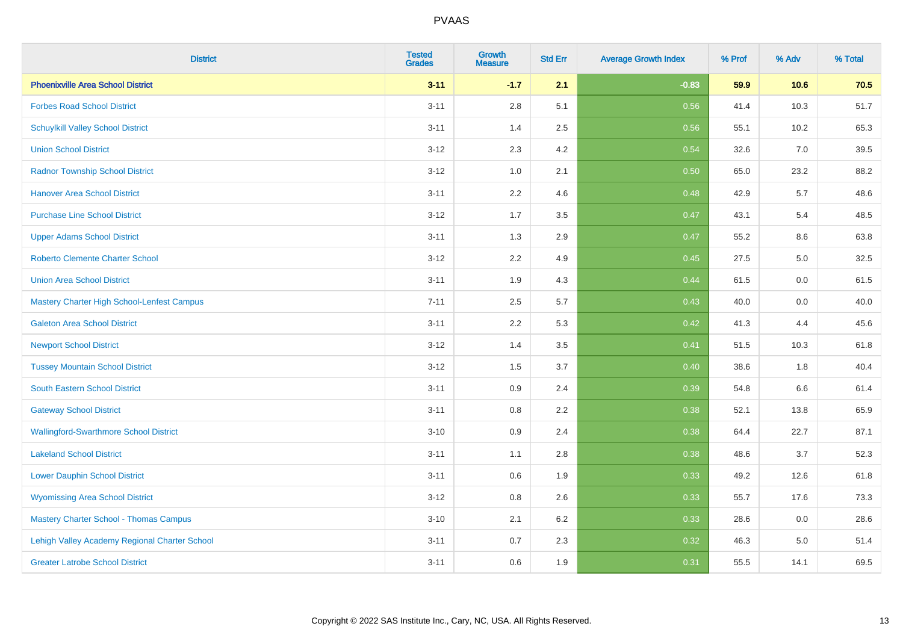| District | Tested Grades | Growth Measure | Std Err | Average Growth Index | % Prof | % Adv | % Total |
|---|---|---|---|---|---|---|---|
| **Phoenixville Area School District** | **3-11** | **-1.7** | **2.1** | **-0.83** | **59.9** | **10.6** | **70.5** |
| Forbes Road School District | 3-11 | 2.8 | 5.1 | 0.56 | 41.4 | 10.3 | 51.7 |
| Schuylkill Valley School District | 3-11 | 1.4 | 2.5 | 0.56 | 55.1 | 10.2 | 65.3 |
| Union School District | 3-12 | 2.3 | 4.2 | 0.54 | 32.6 | 7.0 | 39.5 |
| Radnor Township School District | 3-12 | 1.0 | 2.1 | 0.50 | 65.0 | 23.2 | 88.2 |
| Hanover Area School District | 3-11 | 2.2 | 4.6 | 0.48 | 42.9 | 5.7 | 48.6 |
| Purchase Line School District | 3-12 | 1.7 | 3.5 | 0.47 | 43.1 | 5.4 | 48.5 |
| Upper Adams School District | 3-11 | 1.3 | 2.9 | 0.47 | 55.2 | 8.6 | 63.8 |
| Roberto Clemente Charter School | 3-12 | 2.2 | 4.9 | 0.45 | 27.5 | 5.0 | 32.5 |
| Union Area School District | 3-11 | 1.9 | 4.3 | 0.44 | 61.5 | 0.0 | 61.5 |
| Mastery Charter High School-Lenfest Campus | 7-11 | 2.5 | 5.7 | 0.43 | 40.0 | 0.0 | 40.0 |
| Galeton Area School District | 3-11 | 2.2 | 5.3 | 0.42 | 41.3 | 4.4 | 45.6 |
| Newport School District | 3-12 | 1.4 | 3.5 | 0.41 | 51.5 | 10.3 | 61.8 |
| Tussey Mountain School District | 3-12 | 1.5 | 3.7 | 0.40 | 38.6 | 1.8 | 40.4 |
| South Eastern School District | 3-11 | 0.9 | 2.4 | 0.39 | 54.8 | 6.6 | 61.4 |
| Gateway School District | 3-11 | 0.8 | 2.2 | 0.38 | 52.1 | 13.8 | 65.9 |
| Wallingford-Swarthmore School District | 3-10 | 0.9 | 2.4 | 0.38 | 64.4 | 22.7 | 87.1 |
| Lakeland School District | 3-11 | 1.1 | 2.8 | 0.38 | 48.6 | 3.7 | 52.3 |
| Lower Dauphin School District | 3-11 | 0.6 | 1.9 | 0.33 | 49.2 | 12.6 | 61.8 |
| Wyomissing Area School District | 3-12 | 0.8 | 2.6 | 0.33 | 55.7 | 17.6 | 73.3 |
| Mastery Charter School - Thomas Campus | 3-10 | 2.1 | 6.2 | 0.33 | 28.6 | 0.0 | 28.6 |
| Lehigh Valley Academy Regional Charter School | 3-11 | 0.7 | 2.3 | 0.32 | 46.3 | 5.0 | 51.4 |
| Greater Latrobe School District | 3-11 | 0.6 | 1.9 | 0.31 | 55.5 | 14.1 | 69.5 |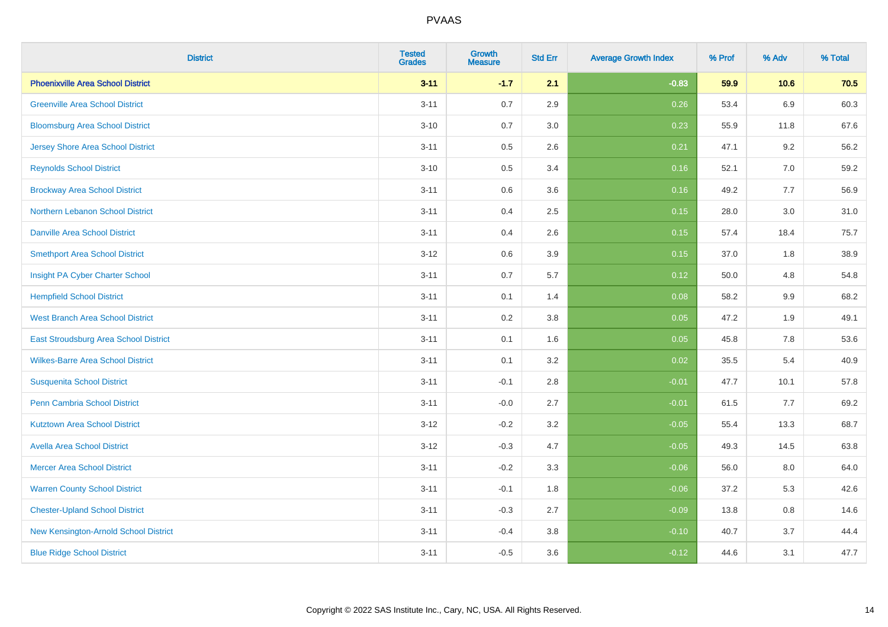# PVAAS

| District | Tested Grades | Growth Measure | Std Err | Average Growth Index | % Prof | % Adv | % Total |
|---|---|---|---|---|---|---|---|
| **Phoenixville Area School District** | **3-11** | **-1.7** | **2.1** | **-0.83** | **59.9** | **10.6** | **70.5** |
| Greenville Area School District | 3-11 | 0.7 | 2.9 | 0.26 | 53.4 | 6.9 | 60.3 |
| Bloomsburg Area School District | 3-10 | 0.7 | 3.0 | 0.23 | 55.9 | 11.8 | 67.6 |
| Jersey Shore Area School District | 3-11 | 0.5 | 2.6 | 0.21 | 47.1 | 9.2 | 56.2 |
| Reynolds School District | 3-10 | 0.5 | 3.4 | 0.16 | 52.1 | 7.0 | 59.2 |
| Brockway Area School District | 3-11 | 0.6 | 3.6 | 0.16 | 49.2 | 7.7 | 56.9 |
| Northern Lebanon School District | 3-11 | 0.4 | 2.5 | 0.15 | 28.0 | 3.0 | 31.0 |
| Danville Area School District | 3-11 | 0.4 | 2.6 | 0.15 | 57.4 | 18.4 | 75.7 |
| Smethport Area School District | 3-12 | 0.6 | 3.9 | 0.15 | 37.0 | 1.8 | 38.9 |
| Insight PA Cyber Charter School | 3-11 | 0.7 | 5.7 | 0.12 | 50.0 | 4.8 | 54.8 |
| Hempfield School District | 3-11 | 0.1 | 1.4 | 0.08 | 58.2 | 9.9 | 68.2 |
| West Branch Area School District | 3-11 | 0.2 | 3.8 | 0.05 | 47.2 | 1.9 | 49.1 |
| East Stroudsburg Area School District | 3-11 | 0.1 | 1.6 | 0.05 | 45.8 | 7.8 | 53.6 |
| Wilkes-Barre Area School District | 3-11 | 0.1 | 3.2 | 0.02 | 35.5 | 5.4 | 40.9 |
| Susquenita School District | 3-11 | -0.1 | 2.8 | -0.01 | 47.7 | 10.1 | 57.8 |
| Penn Cambria School District | 3-11 | -0.0 | 2.7 | -0.01 | 61.5 | 7.7 | 69.2 |
| Kutztown Area School District | 3-12 | -0.2 | 3.2 | -0.05 | 55.4 | 13.3 | 68.7 |
| Avella Area School District | 3-12 | -0.3 | 4.7 | -0.05 | 49.3 | 14.5 | 63.8 |
| Mercer Area School District | 3-11 | -0.2 | 3.3 | -0.06 | 56.0 | 8.0 | 64.0 |
| Warren County School District | 3-11 | -0.1 | 1.8 | -0.06 | 37.2 | 5.3 | 42.6 |
| Chester-Upland School District | 3-11 | -0.3 | 2.7 | -0.09 | 13.8 | 0.8 | 14.6 |
| New Kensington-Arnold School District | 3-11 | -0.4 | 3.8 | -0.10 | 40.7 | 3.7 | 44.4 |
| Blue Ridge School District | 3-11 | -0.5 | 3.6 | -0.12 | 44.6 | 3.1 | 47.7 |

Copyright © 2022 SAS Institute Inc., Cary, NC, USA. All Rights Reserved.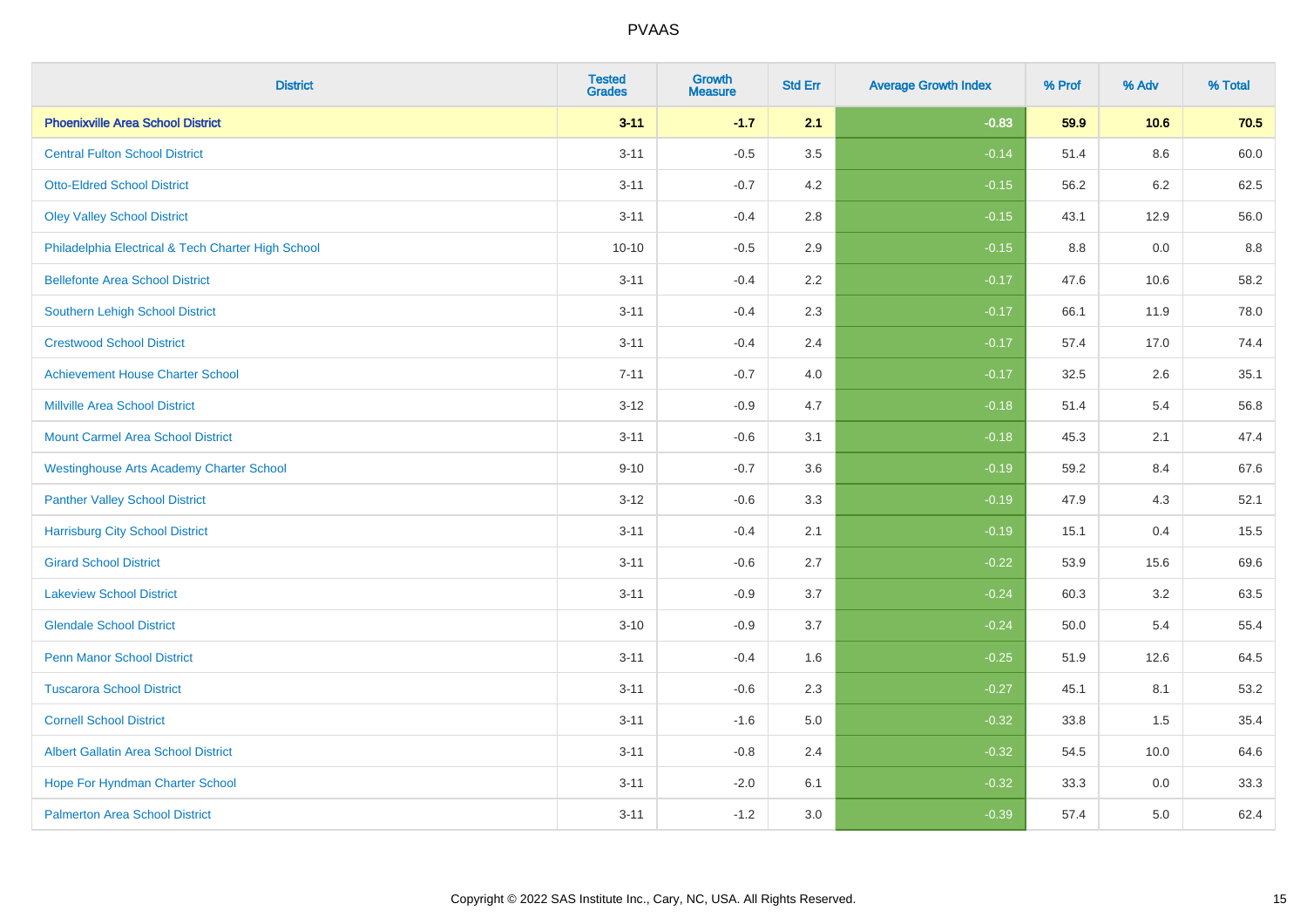# PVAAS

| District | Tested Grades | Growth Measure | Std Err | Average Growth Index | % Prof | % Adv | % Total |
|---|---|---|---|---|---|---|---|
| **Phoenixville Area School District** | **3-11** | **-1.7** | **2.1** | **-0.83** | **59.9** | **10.6** | **70.5** |
| Central Fulton School District | 3-11 | -0.5 | 3.5 | -0.14 | 51.4 | 8.6 | 60.0 |
| Otto-Eldred School District | 3-11 | -0.7 | 4.2 | -0.15 | 56.2 | 6.2 | 62.5 |
| Oley Valley School District | 3-11 | -0.4 | 2.8 | -0.15 | 43.1 | 12.9 | 56.0 |
| Philadelphia Electrical & Tech Charter High School | 10-10 | -0.5 | 2.9 | -0.15 | 8.8 | 0.0 | 8.8 |
| Bellefonte Area School District | 3-11 | -0.4 | 2.2 | -0.17 | 47.6 | 10.6 | 58.2 |
| Southern Lehigh School District | 3-11 | -0.4 | 2.3 | -0.17 | 66.1 | 11.9 | 78.0 |
| Crestwood School District | 3-11 | -0.4 | 2.4 | -0.17 | 57.4 | 17.0 | 74.4 |
| Achievement House Charter School | 7-11 | -0.7 | 4.0 | -0.17 | 32.5 | 2.6 | 35.1 |
| Millville Area School District | 3-12 | -0.9 | 4.7 | -0.18 | 51.4 | 5.4 | 56.8 |
| Mount Carmel Area School District | 3-11 | -0.6 | 3.1 | -0.18 | 45.3 | 2.1 | 47.4 |
| Westinghouse Arts Academy Charter School | 9-10 | -0.7 | 3.6 | -0.19 | 59.2 | 8.4 | 67.6 |
| Panther Valley School District | 3-12 | -0.6 | 3.3 | -0.19 | 47.9 | 4.3 | 52.1 |
| Harrisburg City School District | 3-11 | -0.4 | 2.1 | -0.19 | 15.1 | 0.4 | 15.5 |
| Girard School District | 3-11 | -0.6 | 2.7 | -0.22 | 53.9 | 15.6 | 69.6 |
| Lakeview School District | 3-11 | -0.9 | 3.7 | -0.24 | 60.3 | 3.2 | 63.5 |
| Glendale School District | 3-10 | -0.9 | 3.7 | -0.24 | 50.0 | 5.4 | 55.4 |
| Penn Manor School District | 3-11 | -0.4 | 1.6 | -0.25 | 51.9 | 12.6 | 64.5 |
| Tuscarora School District | 3-11 | -0.6 | 2.3 | -0.27 | 45.1 | 8.1 | 53.2 |
| Cornell School District | 3-11 | -1.6 | 5.0 | -0.32 | 33.8 | 1.5 | 35.4 |
| Albert Gallatin Area School District | 3-11 | -0.8 | 2.4 | -0.32 | 54.5 | 10.0 | 64.6 |
| Hope For Hyndman Charter School | 3-11 | -2.0 | 6.1 | -0.32 | 33.3 | 0.0 | 33.3 |
| Palmerton Area School District | 3-11 | -1.2 | 3.0 | -0.39 | 57.4 | 5.0 | 62.4 |

Copyright © 2022 SAS Institute Inc., Cary, NC, USA. All Rights Reserved.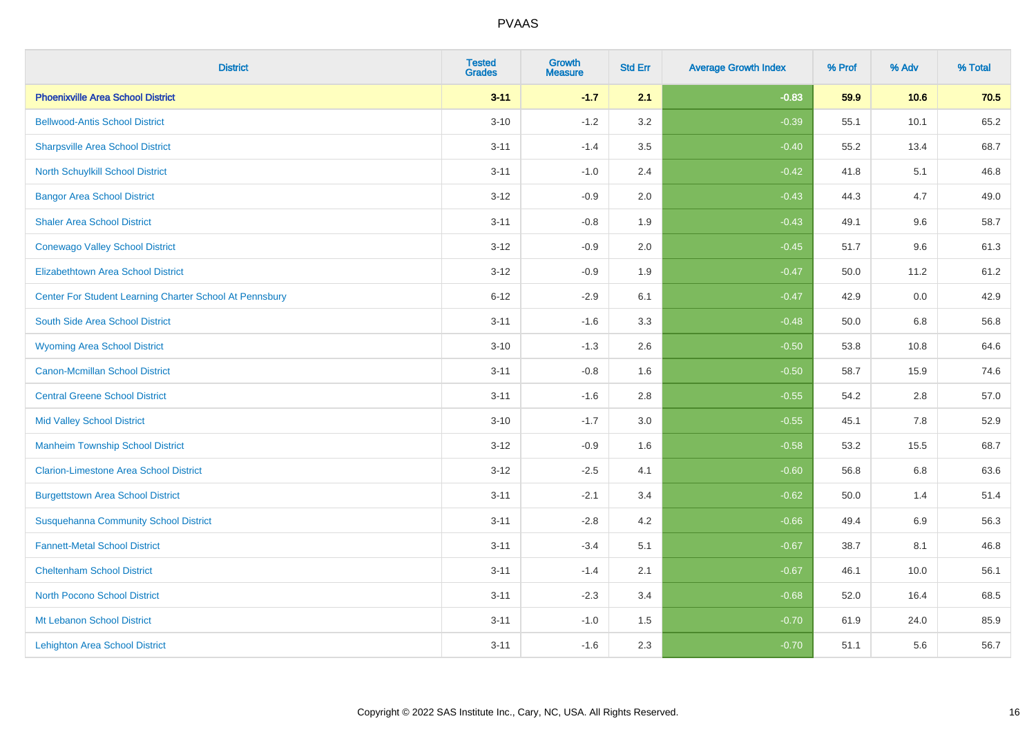# PVAAS

| District | Tested Grades | Growth Measure | Std Err | Average Growth Index | % Prof | % Adv | % Total |
|---|---|---|---|---|---|---|---|
| **Phoenixville Area School District** | **3-11** | **-1.7** | **2.1** | **-0.83** | **59.9** | **10.6** | **70.5** |
| Bellwood-Antis School District | 3-10 | -1.2 | 3.2 | -0.39 | 55.1 | 10.1 | 65.2 |
| Sharpsville Area School District | 3-11 | -1.4 | 3.5 | -0.40 | 55.2 | 13.4 | 68.7 |
| North Schuylkill School District | 3-11 | -1.0 | 2.4 | -0.42 | 41.8 | 5.1 | 46.8 |
| Bangor Area School District | 3-12 | -0.9 | 2.0 | -0.43 | 44.3 | 4.7 | 49.0 |
| Shaler Area School District | 3-11 | -0.8 | 1.9 | -0.43 | 49.1 | 9.6 | 58.7 |
| Conewago Valley School District | 3-12 | -0.9 | 2.0 | -0.45 | 51.7 | 9.6 | 61.3 |
| Elizabethtown Area School District | 3-12 | -0.9 | 1.9 | -0.47 | 50.0 | 11.2 | 61.2 |
| Center For Student Learning Charter School At Pennsbury | 6-12 | -2.9 | 6.1 | -0.47 | 42.9 | 0.0 | 42.9 |
| South Side Area School District | 3-11 | -1.6 | 3.3 | -0.48 | 50.0 | 6.8 | 56.8 |
| Wyoming Area School District | 3-10 | -1.3 | 2.6 | -0.50 | 53.8 | 10.8 | 64.6 |
| Canon-Mcmillan School District | 3-11 | -0.8 | 1.6 | -0.50 | 58.7 | 15.9 | 74.6 |
| Central Greene School District | 3-11 | -1.6 | 2.8 | -0.55 | 54.2 | 2.8 | 57.0 |
| Mid Valley School District | 3-10 | -1.7 | 3.0 | -0.55 | 45.1 | 7.8 | 52.9 |
| Manheim Township School District | 3-12 | -0.9 | 1.6 | -0.58 | 53.2 | 15.5 | 68.7 |
| Clarion-Limestone Area School District | 3-12 | -2.5 | 4.1 | -0.60 | 56.8 | 6.8 | 63.6 |
| Burgettstown Area School District | 3-11 | -2.1 | 3.4 | -0.62 | 50.0 | 1.4 | 51.4 |
| Susquehanna Community School District | 3-11 | -2.8 | 4.2 | -0.66 | 49.4 | 6.9 | 56.3 |
| Fannett-Metal School District | 3-11 | -3.4 | 5.1 | -0.67 | 38.7 | 8.1 | 46.8 |
| Cheltenham School District | 3-11 | -1.4 | 2.1 | -0.67 | 46.1 | 10.0 | 56.1 |
| North Pocono School District | 3-11 | -2.3 | 3.4 | -0.68 | 52.0 | 16.4 | 68.5 |
| Mt Lebanon School District | 3-11 | -1.0 | 1.5 | -0.70 | 61.9 | 24.0 | 85.9 |
| Lehighton Area School District | 3-11 | -1.6 | 2.3 | -0.70 | 51.1 | 5.6 | 56.7 |

Copyright © 2022 SAS Institute Inc., Cary, NC, USA. All Rights Reserved.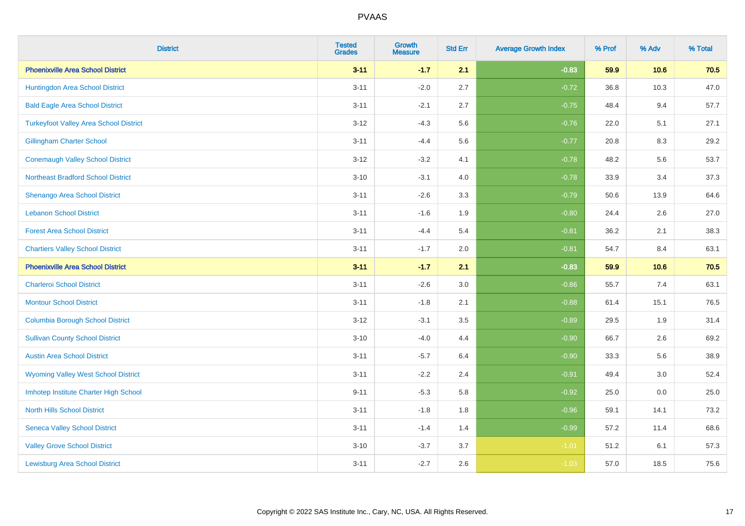| District | Tested Grades | Growth Measure | Std Err | Average Growth Index | % Prof | % Adv | % Total |
|---|---|---|---|---|---|---|---|
| **Phoenixville Area School District** | **3-11** | **-1.7** | **2.1** | **-0.83** | **59.9** | **10.6** | **70.5** |
| Huntingdon Area School District | 3-11 | -2.0 | 2.7 | -0.72 | 36.8 | 10.3 | 47.0 |
| Bald Eagle Area School District | 3-11 | -2.1 | 2.7 | -0.75 | 48.4 | 9.4 | 57.7 |
| Turkeyfoot Valley Area School District | 3-12 | -4.3 | 5.6 | -0.76 | 22.0 | 5.1 | 27.1 |
| Gillingham Charter School | 3-11 | -4.4 | 5.6 | -0.77 | 20.8 | 8.3 | 29.2 |
| Conemaugh Valley School District | 3-12 | -3.2 | 4.1 | -0.78 | 48.2 | 5.6 | 53.7 |
| Northeast Bradford School District | 3-10 | -3.1 | 4.0 | -0.78 | 33.9 | 3.4 | 37.3 |
| Shenango Area School District | 3-11 | -2.6 | 3.3 | -0.79 | 50.6 | 13.9 | 64.6 |
| Lebanon School District | 3-11 | -1.6 | 1.9 | -0.80 | 24.4 | 2.6 | 27.0 |
| Forest Area School District | 3-11 | -4.4 | 5.4 | -0.81 | 36.2 | 2.1 | 38.3 |
| Chartiers Valley School District | 3-11 | -1.7 | 2.0 | -0.81 | 54.7 | 8.4 | 63.1 |
| **Phoenixville Area School District** | **3-11** | **-1.7** | **2.1** | **-0.83** | **59.9** | **10.6** | **70.5** |
| Charleroi School District | 3-11 | -2.6 | 3.0 | -0.86 | 55.7 | 7.4 | 63.1 |
| Montour School District | 3-11 | -1.8 | 2.1 | -0.88 | 61.4 | 15.1 | 76.5 |
| Columbia Borough School District | 3-12 | -3.1 | 3.5 | -0.89 | 29.5 | 1.9 | 31.4 |
| Sullivan County School District | 3-10 | -4.0 | 4.4 | -0.90 | 66.7 | 2.6 | 69.2 |
| Austin Area School District | 3-11 | -5.7 | 6.4 | -0.90 | 33.3 | 5.6 | 38.9 |
| Wyoming Valley West School District | 3-11 | -2.2 | 2.4 | -0.91 | 49.4 | 3.0 | 52.4 |
| Imhotep Institute Charter High School | 9-11 | -5.3 | 5.8 | -0.92 | 25.0 | 0.0 | 25.0 |
| North Hills School District | 3-11 | -1.8 | 1.8 | -0.96 | 59.1 | 14.1 | 73.2 |
| Seneca Valley School District | 3-11 | -1.4 | 1.4 | -0.99 | 57.2 | 11.4 | 68.6 |
| Valley Grove School District | 3-10 | -3.7 | 3.7 | -1.01 | 51.2 | 6.1 | 57.3 |
| Lewisburg Area School District | 3-11 | -2.7 | 2.6 | -1.03 | 57.0 | 18.5 | 75.6 |

Copyright © 2022 SAS Institute Inc., Cary, NC, USA. All Rights Reserved.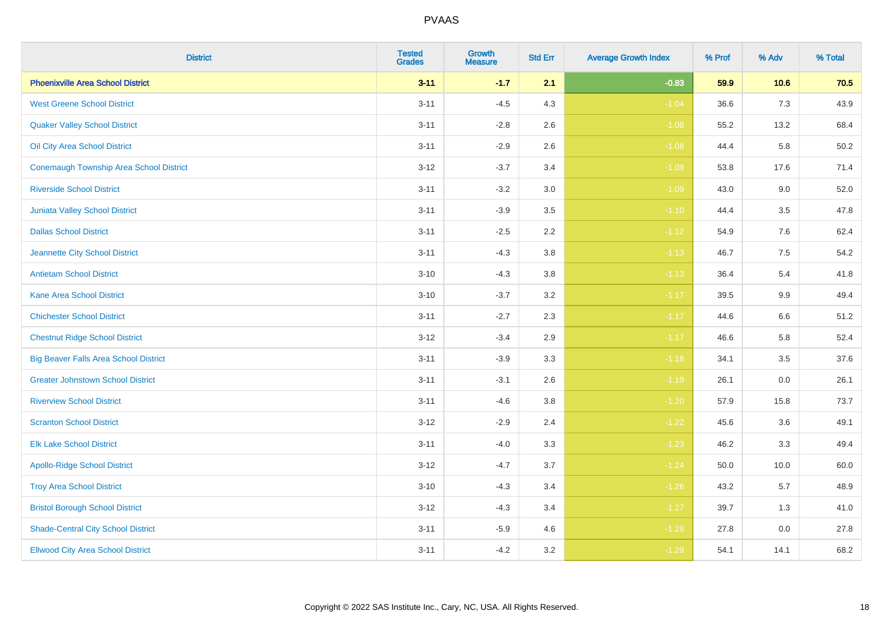# PVAAS

| District | Tested Grades | Growth Measure | Std Err | Average Growth Index | % Prof | % Adv | % Total |
|---|---|---|---|---|---|---|---|
| **Phoenixville Area School District** | **3-11** | **-1.7** | **2.1** | **-0.83** | **59.9** | **10.6** | **70.5** |
| West Greene School District | 3-11 | -4.5 | 4.3 | -1.04 | 36.6 | 7.3 | 43.9 |
| Quaker Valley School District | 3-11 | -2.8 | 2.6 | -1.08 | 55.2 | 13.2 | 68.4 |
| Oil City Area School District | 3-11 | -2.9 | 2.6 | -1.08 | 44.4 | 5.8 | 50.2 |
| Conemaugh Township Area School District | 3-12 | -3.7 | 3.4 | -1.09 | 53.8 | 17.6 | 71.4 |
| Riverside School District | 3-11 | -3.2 | 3.0 | -1.09 | 43.0 | 9.0 | 52.0 |
| Juniata Valley School District | 3-11 | -3.9 | 3.5 | -1.10 | 44.4 | 3.5 | 47.8 |
| Dallas School District | 3-11 | -2.5 | 2.2 | -1.12 | 54.9 | 7.6 | 62.4 |
| Jeannette City School District | 3-11 | -4.3 | 3.8 | -1.13 | 46.7 | 7.5 | 54.2 |
| Antietam School District | 3-10 | -4.3 | 3.8 | -1.13 | 36.4 | 5.4 | 41.8 |
| Kane Area School District | 3-10 | -3.7 | 3.2 | -1.17 | 39.5 | 9.9 | 49.4 |
| Chichester School District | 3-11 | -2.7 | 2.3 | -1.17 | 44.6 | 6.6 | 51.2 |
| Chestnut Ridge School District | 3-12 | -3.4 | 2.9 | -1.17 | 46.6 | 5.8 | 52.4 |
| Big Beaver Falls Area School District | 3-11 | -3.9 | 3.3 | -1.18 | 34.1 | 3.5 | 37.6 |
| Greater Johnstown School District | 3-11 | -3.1 | 2.6 | -1.19 | 26.1 | 0.0 | 26.1 |
| Riverview School District | 3-11 | -4.6 | 3.8 | -1.20 | 57.9 | 15.8 | 73.7 |
| Scranton School District | 3-12 | -2.9 | 2.4 | -1.22 | 45.6 | 3.6 | 49.1 |
| Elk Lake School District | 3-11 | -4.0 | 3.3 | -1.23 | 46.2 | 3.3 | 49.4 |
| Apollo-Ridge School District | 3-12 | -4.7 | 3.7 | -1.24 | 50.0 | 10.0 | 60.0 |
| Troy Area School District | 3-10 | -4.3 | 3.4 | -1.26 | 43.2 | 5.7 | 48.9 |
| Bristol Borough School District | 3-12 | -4.3 | 3.4 | -1.27 | 39.7 | 1.3 | 41.0 |
| Shade-Central City School District | 3-11 | -5.9 | 4.6 | -1.28 | 27.8 | 0.0 | 27.8 |
| Ellwood City Area School District | 3-11 | -4.2 | 3.2 | -1.29 | 54.1 | 14.1 | 68.2 |

Copyright © 2022 SAS Institute Inc., Cary, NC, USA. All Rights Reserved.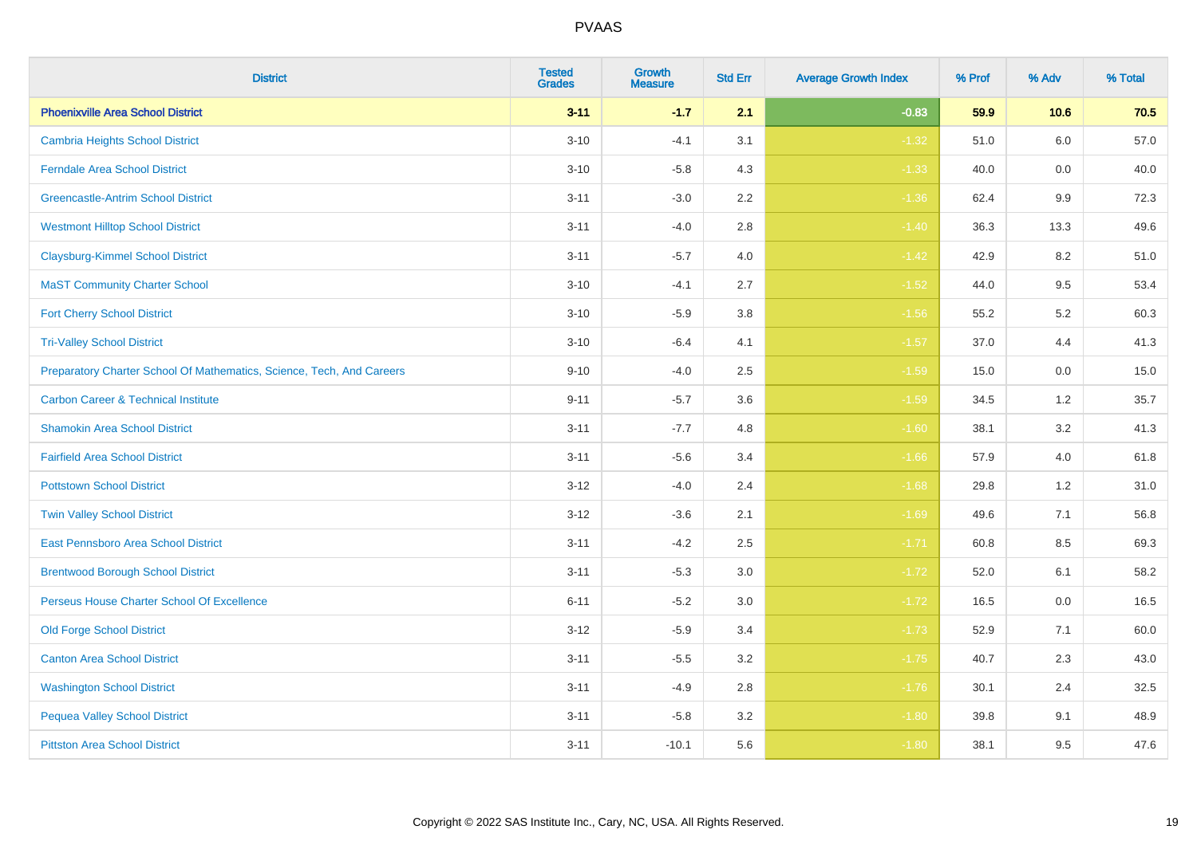# PVAAS

| District | Tested Grades | Growth Measure | Std Err | Average Growth Index | % Prof | % Adv | % Total |
|---|---|---|---|---|---|---|---|
| **Phoenixville Area School District** | **3-11** | **-1.7** | **2.1** | **-0.83** | **59.9** | **10.6** | **70.5** |
| Cambria Heights School District | 3-10 | -4.1 | 3.1 | -1.32 | 51.0 | 6.0 | 57.0 |
| Ferndale Area School District | 3-10 | -5.8 | 4.3 | -1.33 | 40.0 | 0.0 | 40.0 |
| Greencastle-Antrim School District | 3-11 | -3.0 | 2.2 | -1.36 | 62.4 | 9.9 | 72.3 |
| Westmont Hilltop School District | 3-11 | -4.0 | 2.8 | -1.40 | 36.3 | 13.3 | 49.6 |
| Claysburg-Kimmel School District | 3-11 | -5.7 | 4.0 | -1.42 | 42.9 | 8.2 | 51.0 |
| MaST Community Charter School | 3-10 | -4.1 | 2.7 | -1.52 | 44.0 | 9.5 | 53.4 |
| Fort Cherry School District | 3-10 | -5.9 | 3.8 | -1.56 | 55.2 | 5.2 | 60.3 |
| Tri-Valley School District | 3-10 | -6.4 | 4.1 | -1.57 | 37.0 | 4.4 | 41.3 |
| Preparatory Charter School Of Mathematics, Science, Tech, And Careers | 9-10 | -4.0 | 2.5 | -1.59 | 15.0 | 0.0 | 15.0 |
| Carbon Career & Technical Institute | 9-11 | -5.7 | 3.6 | -1.59 | 34.5 | 1.2 | 35.7 |
| Shamokin Area School District | 3-11 | -7.7 | 4.8 | -1.60 | 38.1 | 3.2 | 41.3 |
| Fairfield Area School District | 3-11 | -5.6 | 3.4 | -1.66 | 57.9 | 4.0 | 61.8 |
| Pottstown School District | 3-12 | -4.0 | 2.4 | -1.68 | 29.8 | 1.2 | 31.0 |
| Twin Valley School District | 3-12 | -3.6 | 2.1 | -1.69 | 49.6 | 7.1 | 56.8 |
| East Pennsboro Area School District | 3-11 | -4.2 | 2.5 | -1.71 | 60.8 | 8.5 | 69.3 |
| Brentwood Borough School District | 3-11 | -5.3 | 3.0 | -1.72 | 52.0 | 6.1 | 58.2 |
| Perseus House Charter School Of Excellence | 6-11 | -5.2 | 3.0 | -1.72 | 16.5 | 0.0 | 16.5 |
| Old Forge School District | 3-12 | -5.9 | 3.4 | -1.73 | 52.9 | 7.1 | 60.0 |
| Canton Area School District | 3-11 | -5.5 | 3.2 | -1.75 | 40.7 | 2.3 | 43.0 |
| Washington School District | 3-11 | -4.9 | 2.8 | -1.76 | 30.1 | 2.4 | 32.5 |
| Pequea Valley School District | 3-11 | -5.8 | 3.2 | -1.80 | 39.8 | 9.1 | 48.9 |
| Pittston Area School District | 3-11 | -10.1 | 5.6 | -1.80 | 38.1 | 9.5 | 47.6 |

Copyright © 2022 SAS Institute Inc., Cary, NC, USA. All Rights Reserved.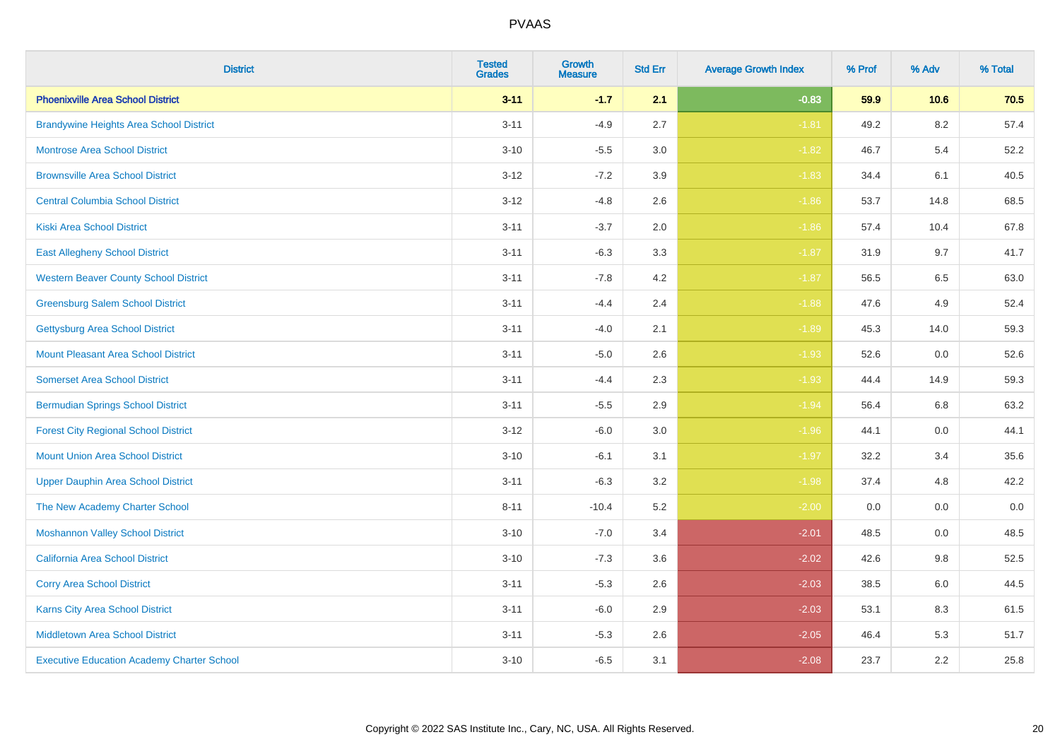PVAAS

| District | Tested Grades | Growth Measure | Std Err | Average Growth Index | % Prof | % Adv | % Total |
|---|---|---|---|---|---|---|---|
| **Phoenixville Area School District** | **3-11** | **-1.7** | **2.1** | **-0.83** | **59.9** | **10.6** | **70.5** |
| Brandywine Heights Area School District | 3-11 | -4.9 | 2.7 | -1.81 | 49.2 | 8.2 | 57.4 |
| Montrose Area School District | 3-10 | -5.5 | 3.0 | -1.82 | 46.7 | 5.4 | 52.2 |
| Brownsville Area School District | 3-12 | -7.2 | 3.9 | -1.83 | 34.4 | 6.1 | 40.5 |
| Central Columbia School District | 3-12 | -4.8 | 2.6 | -1.86 | 53.7 | 14.8 | 68.5 |
| Kiski Area School District | 3-11 | -3.7 | 2.0 | -1.86 | 57.4 | 10.4 | 67.8 |
| East Allegheny School District | 3-11 | -6.3 | 3.3 | -1.87 | 31.9 | 9.7 | 41.7 |
| Western Beaver County School District | 3-11 | -7.8 | 4.2 | -1.87 | 56.5 | 6.5 | 63.0 |
| Greensburg Salem School District | 3-11 | -4.4 | 2.4 | -1.88 | 47.6 | 4.9 | 52.4 |
| Gettysburg Area School District | 3-11 | -4.0 | 2.1 | -1.89 | 45.3 | 14.0 | 59.3 |
| Mount Pleasant Area School District | 3-11 | -5.0 | 2.6 | -1.93 | 52.6 | 0.0 | 52.6 |
| Somerset Area School District | 3-11 | -4.4 | 2.3 | -1.93 | 44.4 | 14.9 | 59.3 |
| Bermudian Springs School District | 3-11 | -5.5 | 2.9 | -1.94 | 56.4 | 6.8 | 63.2 |
| Forest City Regional School District | 3-12 | -6.0 | 3.0 | -1.96 | 44.1 | 0.0 | 44.1 |
| Mount Union Area School District | 3-10 | -6.1 | 3.1 | -1.97 | 32.2 | 3.4 | 35.6 |
| Upper Dauphin Area School District | 3-11 | -6.3 | 3.2 | -1.98 | 37.4 | 4.8 | 42.2 |
| The New Academy Charter School | 8-11 | -10.4 | 5.2 | -2.00 | 0.0 | 0.0 | 0.0 |
| Moshannon Valley School District | 3-10 | -7.0 | 3.4 | -2.01 | 48.5 | 0.0 | 48.5 |
| California Area School District | 3-10 | -7.3 | 3.6 | -2.02 | 42.6 | 9.8 | 52.5 |
| Corry Area School District | 3-11 | -5.3 | 2.6 | -2.03 | 38.5 | 6.0 | 44.5 |
| Karns City Area School District | 3-11 | -6.0 | 2.9 | -2.03 | 53.1 | 8.3 | 61.5 |
| Middletown Area School District | 3-11 | -5.3 | 2.6 | -2.05 | 46.4 | 5.3 | 51.7 |
| Executive Education Academy Charter School | 3-10 | -6.5 | 3.1 | -2.08 | 23.7 | 2.2 | 25.8 |

Copyright © 2022 SAS Institute Inc., Cary, NC, USA. All Rights Reserved.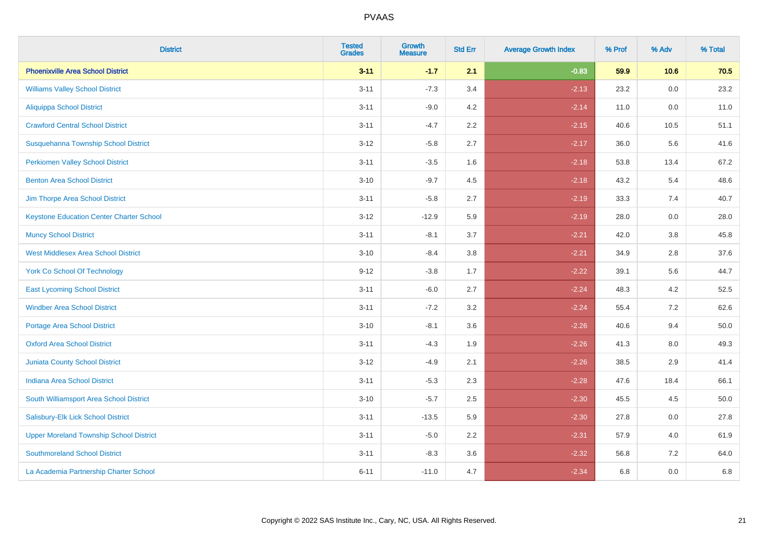PVAAS

| District | Tested Grades | Growth Measure | Std Err | Average Growth Index | % Prof | % Adv | % Total |
|---|---|---|---|---|---|---|---|
| **Phoenixville Area School District** | **3-11** | **-1.7** | **2.1** | **-0.83** | **59.9** | **10.6** | **70.5** |
| Williams Valley School District | 3-11 | -7.3 | 3.4 | -2.13 | 23.2 | 0.0 | 23.2 |
| Aliquippa School District | 3-11 | -9.0 | 4.2 | -2.14 | 11.0 | 0.0 | 11.0 |
| Crawford Central School District | 3-11 | -4.7 | 2.2 | -2.15 | 40.6 | 10.5 | 51.1 |
| Susquehanna Township School District | 3-12 | -5.8 | 2.7 | -2.17 | 36.0 | 5.6 | 41.6 |
| Perkiomen Valley School District | 3-11 | -3.5 | 1.6 | -2.18 | 53.8 | 13.4 | 67.2 |
| Benton Area School District | 3-10 | -9.7 | 4.5 | -2.18 | 43.2 | 5.4 | 48.6 |
| Jim Thorpe Area School District | 3-11 | -5.8 | 2.7 | -2.19 | 33.3 | 7.4 | 40.7 |
| Keystone Education Center Charter School | 3-12 | -12.9 | 5.9 | -2.19 | 28.0 | 0.0 | 28.0 |
| Muncy School District | 3-11 | -8.1 | 3.7 | -2.21 | 42.0 | 3.8 | 45.8 |
| West Middlesex Area School District | 3-10 | -8.4 | 3.8 | -2.21 | 34.9 | 2.8 | 37.6 |
| York Co School Of Technology | 9-12 | -3.8 | 1.7 | -2.22 | 39.1 | 5.6 | 44.7 |
| East Lycoming School District | 3-11 | -6.0 | 2.7 | -2.24 | 48.3 | 4.2 | 52.5 |
| Windber Area School District | 3-11 | -7.2 | 3.2 | -2.24 | 55.4 | 7.2 | 62.6 |
| Portage Area School District | 3-10 | -8.1 | 3.6 | -2.26 | 40.6 | 9.4 | 50.0 |
| Oxford Area School District | 3-11 | -4.3 | 1.9 | -2.26 | 41.3 | 8.0 | 49.3 |
| Juniata County School District | 3-12 | -4.9 | 2.1 | -2.26 | 38.5 | 2.9 | 41.4 |
| Indiana Area School District | 3-11 | -5.3 | 2.3 | -2.28 | 47.6 | 18.4 | 66.1 |
| South Williamsport Area School District | 3-10 | -5.7 | 2.5 | -2.30 | 45.5 | 4.5 | 50.0 |
| Salisbury-Elk Lick School District | 3-11 | -13.5 | 5.9 | -2.30 | 27.8 | 0.0 | 27.8 |
| Upper Moreland Township School District | 3-11 | -5.0 | 2.2 | -2.31 | 57.9 | 4.0 | 61.9 |
| Southmoreland School District | 3-11 | -8.3 | 3.6 | -2.32 | 56.8 | 7.2 | 64.0 |
| La Academia Partnership Charter School | 6-11 | -11.0 | 4.7 | -2.34 | 6.8 | 0.0 | 6.8 |

Copyright © 2022 SAS Institute Inc., Cary, NC, USA. All Rights Reserved.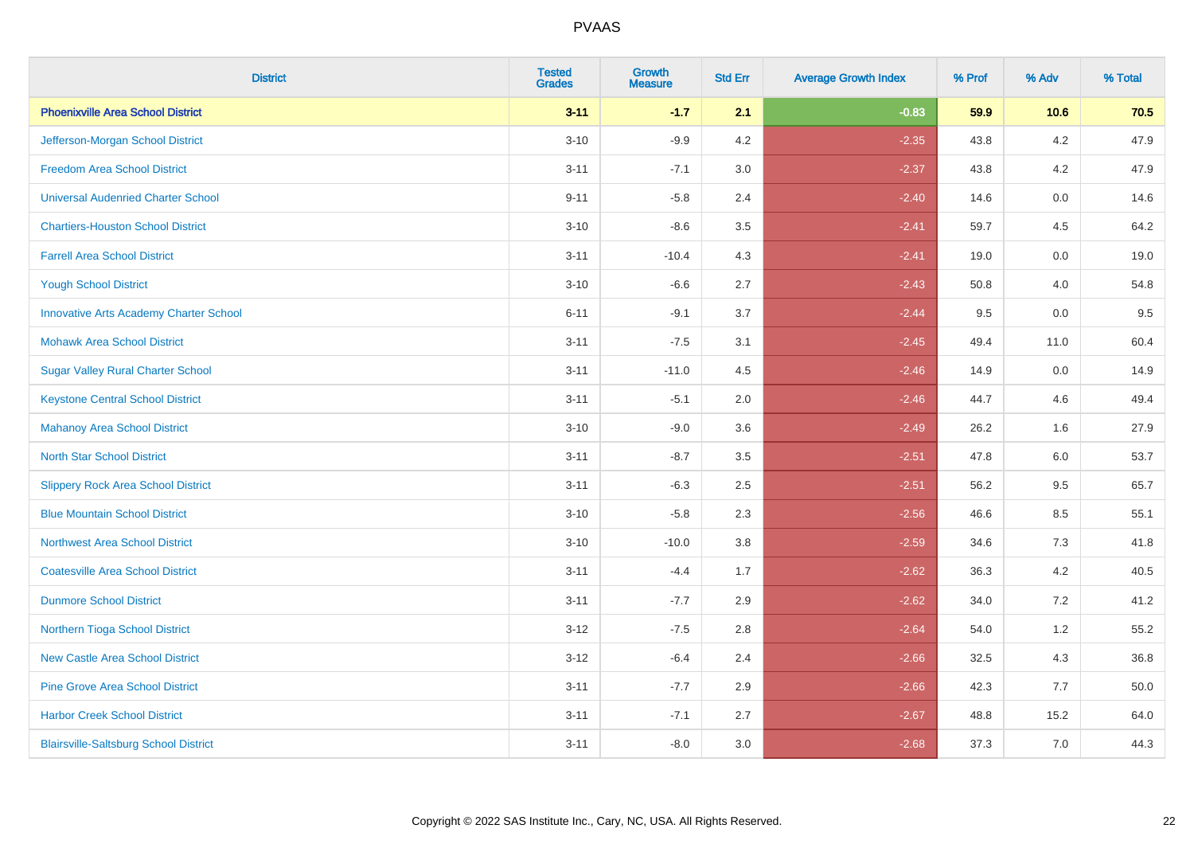| District | Tested Grades | Growth Measure | Std Err | Average Growth Index | % Prof | % Adv | % Total |
|---|---|---|---|---|---|---|---|
| **Phoenixville Area School District** | **3-11** | **-1.7** | **2.1** | **-0.83** | **59.9** | **10.6** | **70.5** |
| Jefferson-Morgan School District | 3-10 | -9.9 | 4.2 | -2.35 | 43.8 | 4.2 | 47.9 |
| Freedom Area School District | 3-11 | -7.1 | 3.0 | -2.37 | 43.8 | 4.2 | 47.9 |
| Universal Audenried Charter School | 9-11 | -5.8 | 2.4 | -2.40 | 14.6 | 0.0 | 14.6 |
| Chartiers-Houston School District | 3-10 | -8.6 | 3.5 | -2.41 | 59.7 | 4.5 | 64.2 |
| Farrell Area School District | 3-11 | -10.4 | 4.3 | -2.41 | 19.0 | 0.0 | 19.0 |
| Yough School District | 3-10 | -6.6 | 2.7 | -2.43 | 50.8 | 4.0 | 54.8 |
| Innovative Arts Academy Charter School | 6-11 | -9.1 | 3.7 | -2.44 | 9.5 | 0.0 | 9.5 |
| Mohawk Area School District | 3-11 | -7.5 | 3.1 | -2.45 | 49.4 | 11.0 | 60.4 |
| Sugar Valley Rural Charter School | 3-11 | -11.0 | 4.5 | -2.46 | 14.9 | 0.0 | 14.9 |
| Keystone Central School District | 3-11 | -5.1 | 2.0 | -2.46 | 44.7 | 4.6 | 49.4 |
| Mahanoy Area School District | 3-10 | -9.0 | 3.6 | -2.49 | 26.2 | 1.6 | 27.9 |
| North Star School District | 3-11 | -8.7 | 3.5 | -2.51 | 47.8 | 6.0 | 53.7 |
| Slippery Rock Area School District | 3-11 | -6.3 | 2.5 | -2.51 | 56.2 | 9.5 | 65.7 |
| Blue Mountain School District | 3-10 | -5.8 | 2.3 | -2.56 | 46.6 | 8.5 | 55.1 |
| Northwest Area School District | 3-10 | -10.0 | 3.8 | -2.59 | 34.6 | 7.3 | 41.8 |
| Coatesville Area School District | 3-11 | -4.4 | 1.7 | -2.62 | 36.3 | 4.2 | 40.5 |
| Dunmore School District | 3-11 | -7.7 | 2.9 | -2.62 | 34.0 | 7.2 | 41.2 |
| Northern Tioga School District | 3-12 | -7.5 | 2.8 | -2.64 | 54.0 | 1.2 | 55.2 |
| New Castle Area School District | 3-12 | -6.4 | 2.4 | -2.66 | 32.5 | 4.3 | 36.8 |
| Pine Grove Area School District | 3-11 | -7.7 | 2.9 | -2.66 | 42.3 | 7.7 | 50.0 |
| Harbor Creek School District | 3-11 | -7.1 | 2.7 | -2.67 | 48.8 | 15.2 | 64.0 |
| Blairsville-Saltsburg School District | 3-11 | -8.0 | 3.0 | -2.68 | 37.3 | 7.0 | 44.3 |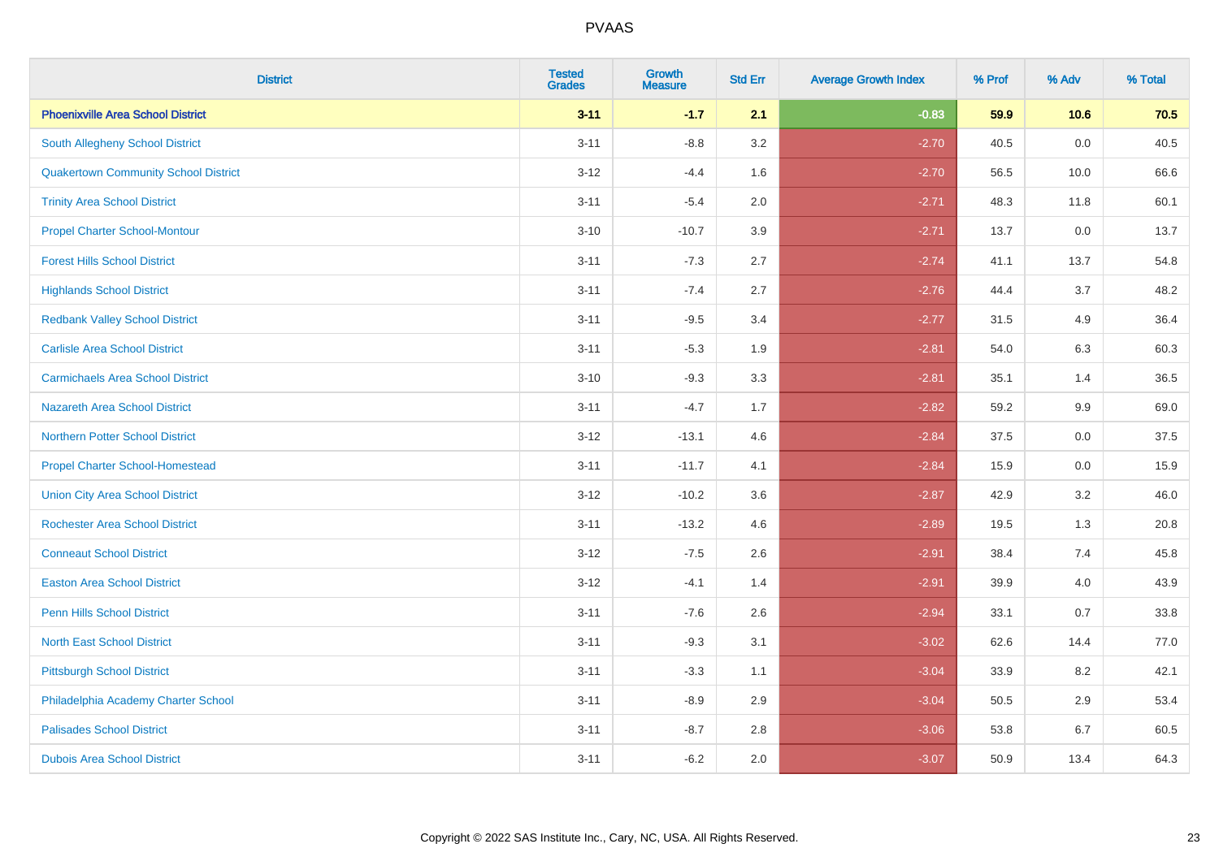| District | Tested Grades | Growth Measure | Std Err | Average Growth Index | % Prof | % Adv | % Total |
|---|---|---|---|---|---|---|---|
| **Phoenixville Area School District** | **3-11** | **-1.7** | **2.1** | **-0.83** | **59.9** | **10.6** | **70.5** |
| South Allegheny School District | 3-11 | -8.8 | 3.2 | -2.70 | 40.5 | 0.0 | 40.5 |
| Quakertown Community School District | 3-12 | -4.4 | 1.6 | -2.70 | 56.5 | 10.0 | 66.6 |
| Trinity Area School District | 3-11 | -5.4 | 2.0 | -2.71 | 48.3 | 11.8 | 60.1 |
| Propel Charter School-Montour | 3-10 | -10.7 | 3.9 | -2.71 | 13.7 | 0.0 | 13.7 |
| Forest Hills School District | 3-11 | -7.3 | 2.7 | -2.74 | 41.1 | 13.7 | 54.8 |
| Highlands School District | 3-11 | -7.4 | 2.7 | -2.76 | 44.4 | 3.7 | 48.2 |
| Redbank Valley School District | 3-11 | -9.5 | 3.4 | -2.77 | 31.5 | 4.9 | 36.4 |
| Carlisle Area School District | 3-11 | -5.3 | 1.9 | -2.81 | 54.0 | 6.3 | 60.3 |
| Carmichaels Area School District | 3-10 | -9.3 | 3.3 | -2.81 | 35.1 | 1.4 | 36.5 |
| Nazareth Area School District | 3-11 | -4.7 | 1.7 | -2.82 | 59.2 | 9.9 | 69.0 |
| Northern Potter School District | 3-12 | -13.1 | 4.6 | -2.84 | 37.5 | 0.0 | 37.5 |
| Propel Charter School-Homestead | 3-11 | -11.7 | 4.1 | -2.84 | 15.9 | 0.0 | 15.9 |
| Union City Area School District | 3-12 | -10.2 | 3.6 | -2.87 | 42.9 | 3.2 | 46.0 |
| Rochester Area School District | 3-11 | -13.2 | 4.6 | -2.89 | 19.5 | 1.3 | 20.8 |
| Conneaut School District | 3-12 | -7.5 | 2.6 | -2.91 | 38.4 | 7.4 | 45.8 |
| Easton Area School District | 3-12 | -4.1 | 1.4 | -2.91 | 39.9 | 4.0 | 43.9 |
| Penn Hills School District | 3-11 | -7.6 | 2.6 | -2.94 | 33.1 | 0.7 | 33.8 |
| North East School District | 3-11 | -9.3 | 3.1 | -3.02 | 62.6 | 14.4 | 77.0 |
| Pittsburgh School District | 3-11 | -3.3 | 1.1 | -3.04 | 33.9 | 8.2 | 42.1 |
| Philadelphia Academy Charter School | 3-11 | -8.9 | 2.9 | -3.04 | 50.5 | 2.9 | 53.4 |
| Palisades School District | 3-11 | -8.7 | 2.8 | -3.06 | 53.8 | 6.7 | 60.5 |
| Dubois Area School District | 3-11 | -6.2 | 2.0 | -3.07 | 50.9 | 13.4 | 64.3 |

Copyright © 2022 SAS Institute Inc., Cary, NC, USA. All Rights Reserved.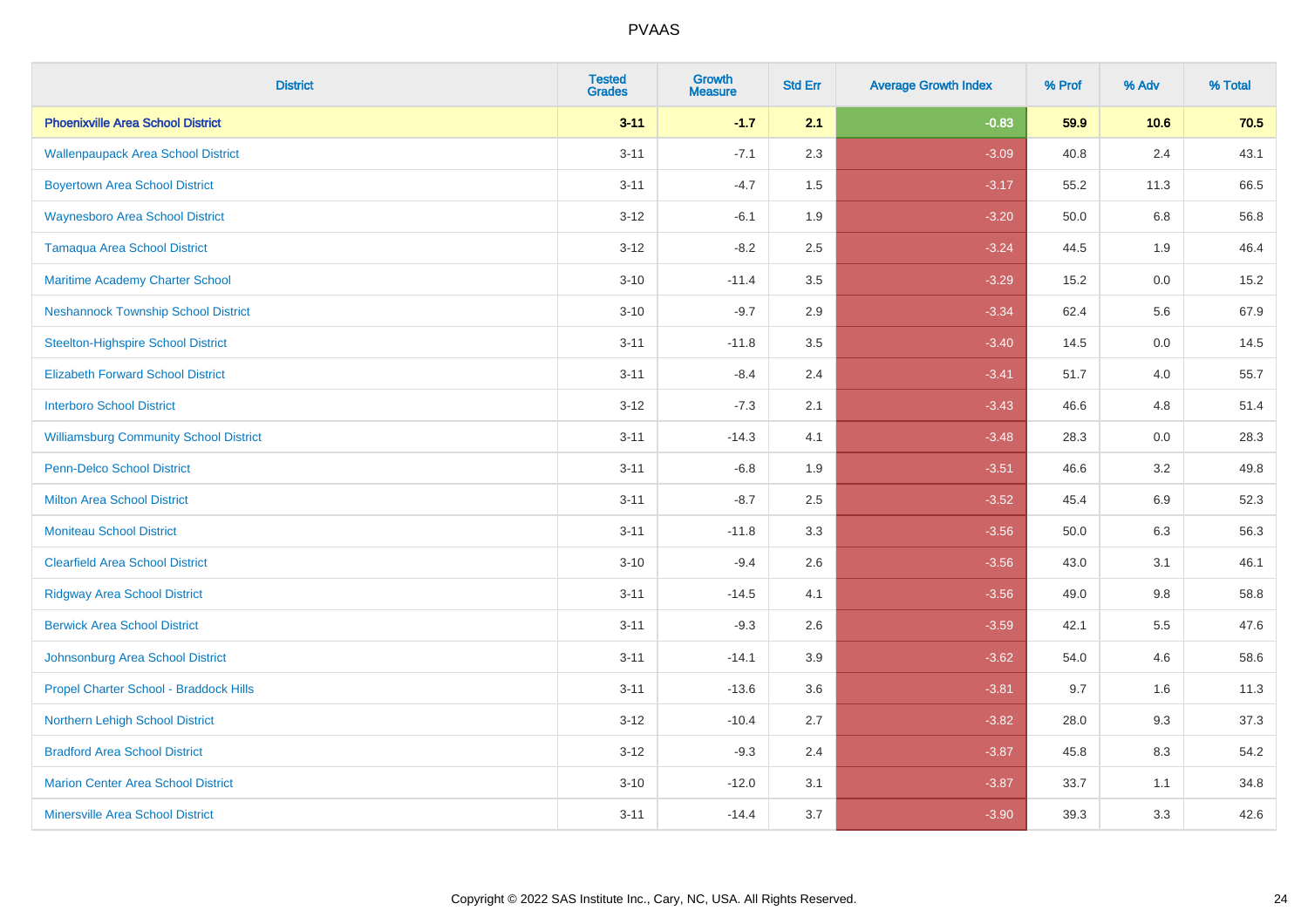PVAAS

| District | Tested Grades | Growth Measure | Std Err | Average Growth Index | % Prof | % Adv | % Total |
|---|---|---|---|---|---|---|---|
| **Phoenixville Area School District** | **3-11** | **-1.7** | **2.1** | **-0.83** | **59.9** | **10.6** | **70.5** |
| Wallenpaupack Area School District | 3-11 | -7.1 | 2.3 | -3.09 | 40.8 | 2.4 | 43.1 |
| Boyertown Area School District | 3-11 | -4.7 | 1.5 | -3.17 | 55.2 | 11.3 | 66.5 |
| Waynesboro Area School District | 3-12 | -6.1 | 1.9 | -3.20 | 50.0 | 6.8 | 56.8 |
| Tamaqua Area School District | 3-12 | -8.2 | 2.5 | -3.24 | 44.5 | 1.9 | 46.4 |
| Maritime Academy Charter School | 3-10 | -11.4 | 3.5 | -3.29 | 15.2 | 0.0 | 15.2 |
| Neshannock Township School District | 3-10 | -9.7 | 2.9 | -3.34 | 62.4 | 5.6 | 67.9 |
| Steelton-Highspire School District | 3-11 | -11.8 | 3.5 | -3.40 | 14.5 | 0.0 | 14.5 |
| Elizabeth Forward School District | 3-11 | -8.4 | 2.4 | -3.41 | 51.7 | 4.0 | 55.7 |
| Interboro School District | 3-12 | -7.3 | 2.1 | -3.43 | 46.6 | 4.8 | 51.4 |
| Williamsburg Community School District | 3-11 | -14.3 | 4.1 | -3.48 | 28.3 | 0.0 | 28.3 |
| Penn-Delco School District | 3-11 | -6.8 | 1.9 | -3.51 | 46.6 | 3.2 | 49.8 |
| Milton Area School District | 3-11 | -8.7 | 2.5 | -3.52 | 45.4 | 6.9 | 52.3 |
| Moniteau School District | 3-11 | -11.8 | 3.3 | -3.56 | 50.0 | 6.3 | 56.3 |
| Clearfield Area School District | 3-10 | -9.4 | 2.6 | -3.56 | 43.0 | 3.1 | 46.1 |
| Ridgway Area School District | 3-11 | -14.5 | 4.1 | -3.56 | 49.0 | 9.8 | 58.8 |
| Berwick Area School District | 3-11 | -9.3 | 2.6 | -3.59 | 42.1 | 5.5 | 47.6 |
| Johnsonburg Area School District | 3-11 | -14.1 | 3.9 | -3.62 | 54.0 | 4.6 | 58.6 |
| Propel Charter School - Braddock Hills | 3-11 | -13.6 | 3.6 | -3.81 | 9.7 | 1.6 | 11.3 |
| Northern Lehigh School District | 3-12 | -10.4 | 2.7 | -3.82 | 28.0 | 9.3 | 37.3 |
| Bradford Area School District | 3-12 | -9.3 | 2.4 | -3.87 | 45.8 | 8.3 | 54.2 |
| Marion Center Area School District | 3-10 | -12.0 | 3.1 | -3.87 | 33.7 | 1.1 | 34.8 |
| Minersville Area School District | 3-11 | -14.4 | 3.7 | -3.90 | 39.3 | 3.3 | 42.6 |

Copyright © 2022 SAS Institute Inc., Cary, NC, USA. All Rights Reserved.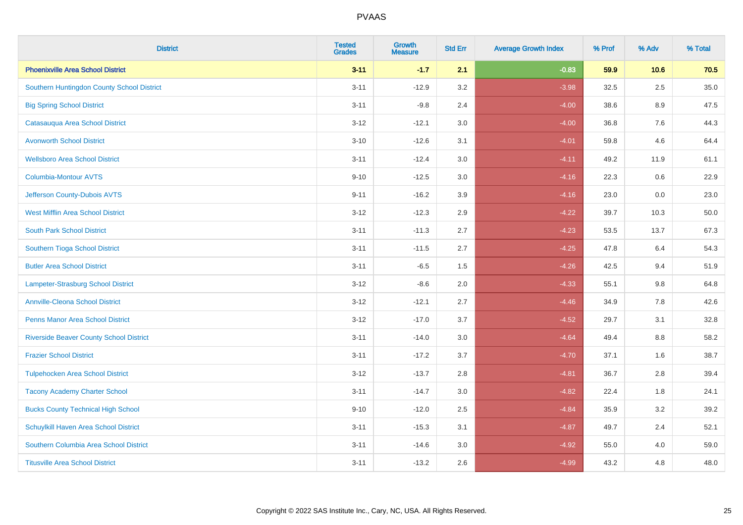| District | Tested Grades | Growth Measure | Std Err | Average Growth Index | % Prof | % Adv | % Total |
|---|---|---|---|---|---|---|---|
| **Phoenixville Area School District** | **3-11** | **-1.7** | **2.1** | **-0.83** | **59.9** | **10.6** | **70.5** |
| Southern Huntingdon County School District | 3-11 | -12.9 | 3.2 | -3.98 | 32.5 | 2.5 | 35.0 |
| Big Spring School District | 3-11 | -9.8 | 2.4 | -4.00 | 38.6 | 8.9 | 47.5 |
| Catasauqua Area School District | 3-12 | -12.1 | 3.0 | -4.00 | 36.8 | 7.6 | 44.3 |
| Avonworth School District | 3-10 | -12.6 | 3.1 | -4.01 | 59.8 | 4.6 | 64.4 |
| Wellsboro Area School District | 3-11 | -12.4 | 3.0 | -4.11 | 49.2 | 11.9 | 61.1 |
| Columbia-Montour AVTS | 9-10 | -12.5 | 3.0 | -4.16 | 22.3 | 0.6 | 22.9 |
| Jefferson County-Dubois AVTS | 9-11 | -16.2 | 3.9 | -4.16 | 23.0 | 0.0 | 23.0 |
| West Mifflin Area School District | 3-12 | -12.3 | 2.9 | -4.22 | 39.7 | 10.3 | 50.0 |
| South Park School District | 3-11 | -11.3 | 2.7 | -4.23 | 53.5 | 13.7 | 67.3 |
| Southern Tioga School District | 3-11 | -11.5 | 2.7 | -4.25 | 47.8 | 6.4 | 54.3 |
| Butler Area School District | 3-11 | -6.5 | 1.5 | -4.26 | 42.5 | 9.4 | 51.9 |
| Lampeter-Strasburg School District | 3-12 | -8.6 | 2.0 | -4.33 | 55.1 | 9.8 | 64.8 |
| Annville-Cleona School District | 3-12 | -12.1 | 2.7 | -4.46 | 34.9 | 7.8 | 42.6 |
| Penns Manor Area School District | 3-12 | -17.0 | 3.7 | -4.52 | 29.7 | 3.1 | 32.8 |
| Riverside Beaver County School District | 3-11 | -14.0 | 3.0 | -4.64 | 49.4 | 8.8 | 58.2 |
| Frazier School District | 3-11 | -17.2 | 3.7 | -4.70 | 37.1 | 1.6 | 38.7 |
| Tulpehocken Area School District | 3-12 | -13.7 | 2.8 | -4.81 | 36.7 | 2.8 | 39.4 |
| Tacony Academy Charter School | 3-11 | -14.7 | 3.0 | -4.82 | 22.4 | 1.8 | 24.1 |
| Bucks County Technical High School | 9-10 | -12.0 | 2.5 | -4.84 | 35.9 | 3.2 | 39.2 |
| Schuylkill Haven Area School District | 3-11 | -15.3 | 3.1 | -4.87 | 49.7 | 2.4 | 52.1 |
| Southern Columbia Area School District | 3-11 | -14.6 | 3.0 | -4.92 | 55.0 | 4.0 | 59.0 |
| Titusville Area School District | 3-11 | -13.2 | 2.6 | -4.99 | 43.2 | 4.8 | 48.0 |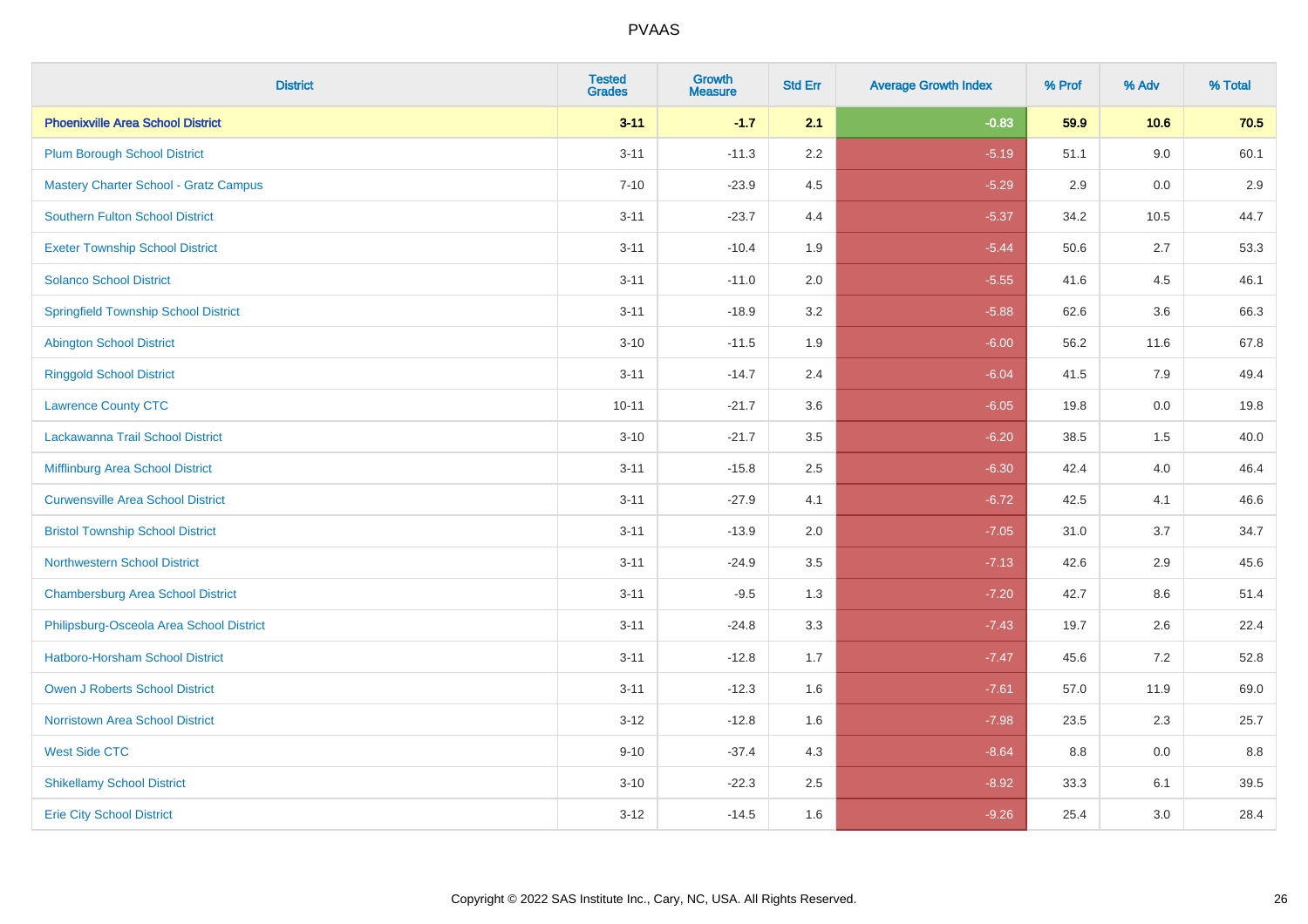# PVAAS

| District | Tested Grades | Growth Measure | Std Err | Average Growth Index | % Prof | % Adv | % Total |
|---|---|---|---|---|---|---|---|
| **Phoenixville Area School District** | **3-11** | **-1.7** | **2.1** | **-0.83** | **59.9** | **10.6** | **70.5** |
| Plum Borough School District | 3-11 | -11.3 | 2.2 | -5.19 | 51.1 | 9.0 | 60.1 |
| Mastery Charter School - Gratz Campus | 7-10 | -23.9 | 4.5 | -5.29 | 2.9 | 0.0 | 2.9 |
| Southern Fulton School District | 3-11 | -23.7 | 4.4 | -5.37 | 34.2 | 10.5 | 44.7 |
| Exeter Township School District | 3-11 | -10.4 | 1.9 | -5.44 | 50.6 | 2.7 | 53.3 |
| Solanco School District | 3-11 | -11.0 | 2.0 | -5.55 | 41.6 | 4.5 | 46.1 |
| Springfield Township School District | 3-11 | -18.9 | 3.2 | -5.88 | 62.6 | 3.6 | 66.3 |
| Abington School District | 3-10 | -11.5 | 1.9 | -6.00 | 56.2 | 11.6 | 67.8 |
| Ringgold School District | 3-11 | -14.7 | 2.4 | -6.04 | 41.5 | 7.9 | 49.4 |
| Lawrence County CTC | 10-11 | -21.7 | 3.6 | -6.05 | 19.8 | 0.0 | 19.8 |
| Lackawanna Trail School District | 3-10 | -21.7 | 3.5 | -6.20 | 38.5 | 1.5 | 40.0 |
| Mifflinburg Area School District | 3-11 | -15.8 | 2.5 | -6.30 | 42.4 | 4.0 | 46.4 |
| Curwensville Area School District | 3-11 | -27.9 | 4.1 | -6.72 | 42.5 | 4.1 | 46.6 |
| Bristol Township School District | 3-11 | -13.9 | 2.0 | -7.05 | 31.0 | 3.7 | 34.7 |
| Northwestern School District | 3-11 | -24.9 | 3.5 | -7.13 | 42.6 | 2.9 | 45.6 |
| Chambersburg Area School District | 3-11 | -9.5 | 1.3 | -7.20 | 42.7 | 8.6 | 51.4 |
| Philipsburg-Osceola Area School District | 3-11 | -24.8 | 3.3 | -7.43 | 19.7 | 2.6 | 22.4 |
| Hatboro-Horsham School District | 3-11 | -12.8 | 1.7 | -7.47 | 45.6 | 7.2 | 52.8 |
| Owen J Roberts School District | 3-11 | -12.3 | 1.6 | -7.61 | 57.0 | 11.9 | 69.0 |
| Norristown Area School District | 3-12 | -12.8 | 1.6 | -7.98 | 23.5 | 2.3 | 25.7 |
| West Side CTC | 9-10 | -37.4 | 4.3 | -8.64 | 8.8 | 0.0 | 8.8 |
| Shikellamy School District | 3-10 | -22.3 | 2.5 | -8.92 | 33.3 | 6.1 | 39.5 |
| Erie City School District | 3-12 | -14.5 | 1.6 | -9.26 | 25.4 | 3.0 | 28.4 |

Copyright © 2022 SAS Institute Inc., Cary, NC, USA. All Rights Reserved.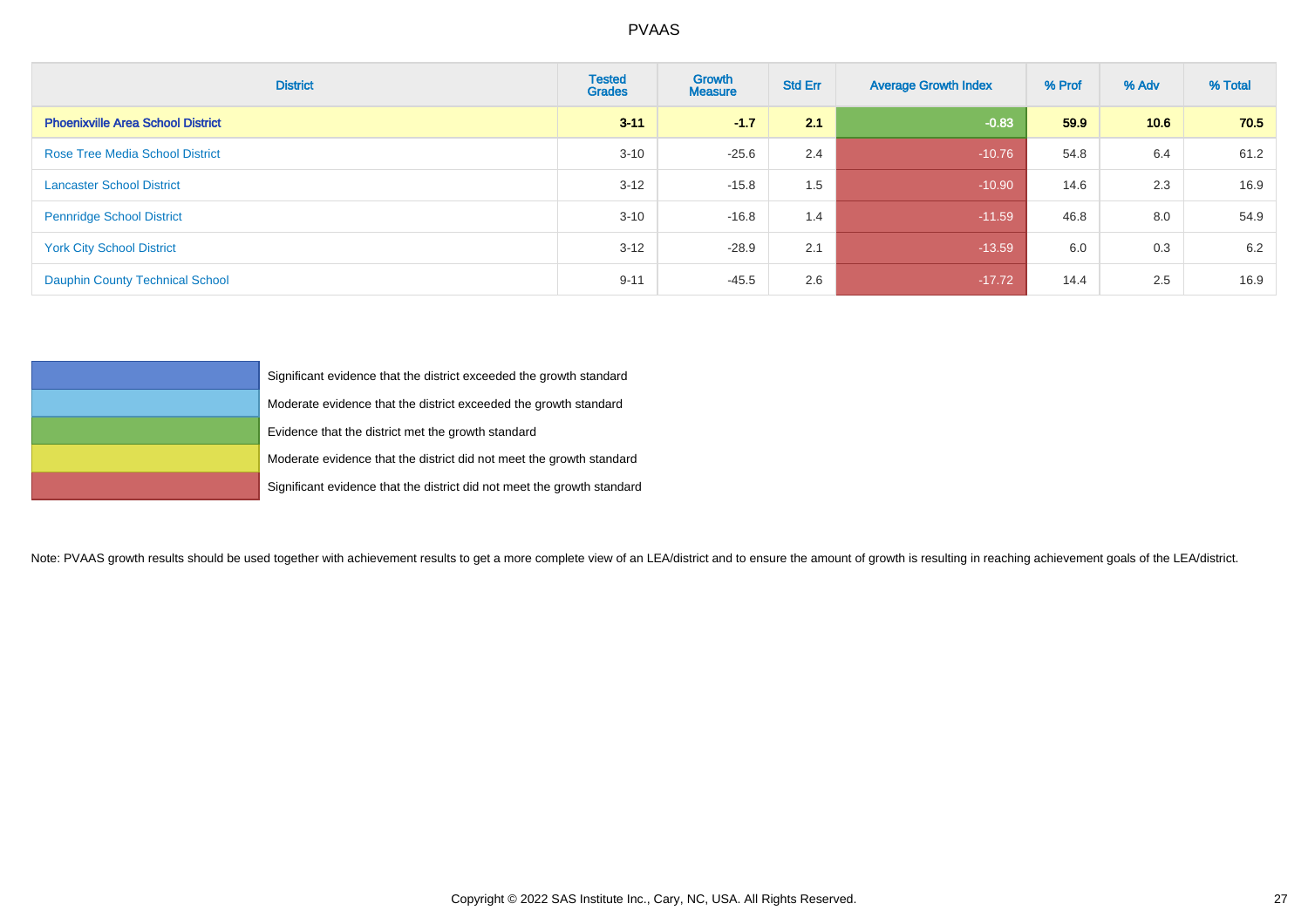PVAAS

| District | Tested Grades | Growth Measure | Std Err | Average Growth Index | % Prof | % Adv | % Total |
|---|---|---|---|---|---|---|---|
| **Phoenixville Area School District** | **3-11** | **-1.7** | **2.1** | **-0.83** | **59.9** | **10.6** | **70.5** |
| Rose Tree Media School District | 3-10 | -25.6 | 2.4 | -10.76 | 54.8 | 6.4 | 61.2 |
| Lancaster School District | 3-12 | -15.8 | 1.5 | -10.90 | 14.6 | 2.3 | 16.9 |
| Pennridge School District | 3-10 | -16.8 | 1.4 | -11.59 | 46.8 | 8.0 | 54.9 |
| York City School District | 3-12 | -28.9 | 2.1 | -13.59 | 6.0 | 0.3 | 6.2 |
| Dauphin County Technical School | 9-11 | -45.5 | 2.6 | -17.72 | 14.4 | 2.5 | 16.9 |

Significant evidence that the district exceeded the growth standard

Moderate evidence that the district exceeded the growth standard

Evidence that the district met the growth standard

Moderate evidence that the district did not meet the growth standard

Significant evidence that the district did not meet the growth standard

Note: PVAAS growth results should be used together with achievement results to get a more complete view of an LEA/district and to ensure the amount of growth is resulting in reaching achievement goals of the LEA/district.

Copyright © 2022 SAS Institute Inc., Cary, NC, USA. All Rights Reserved.